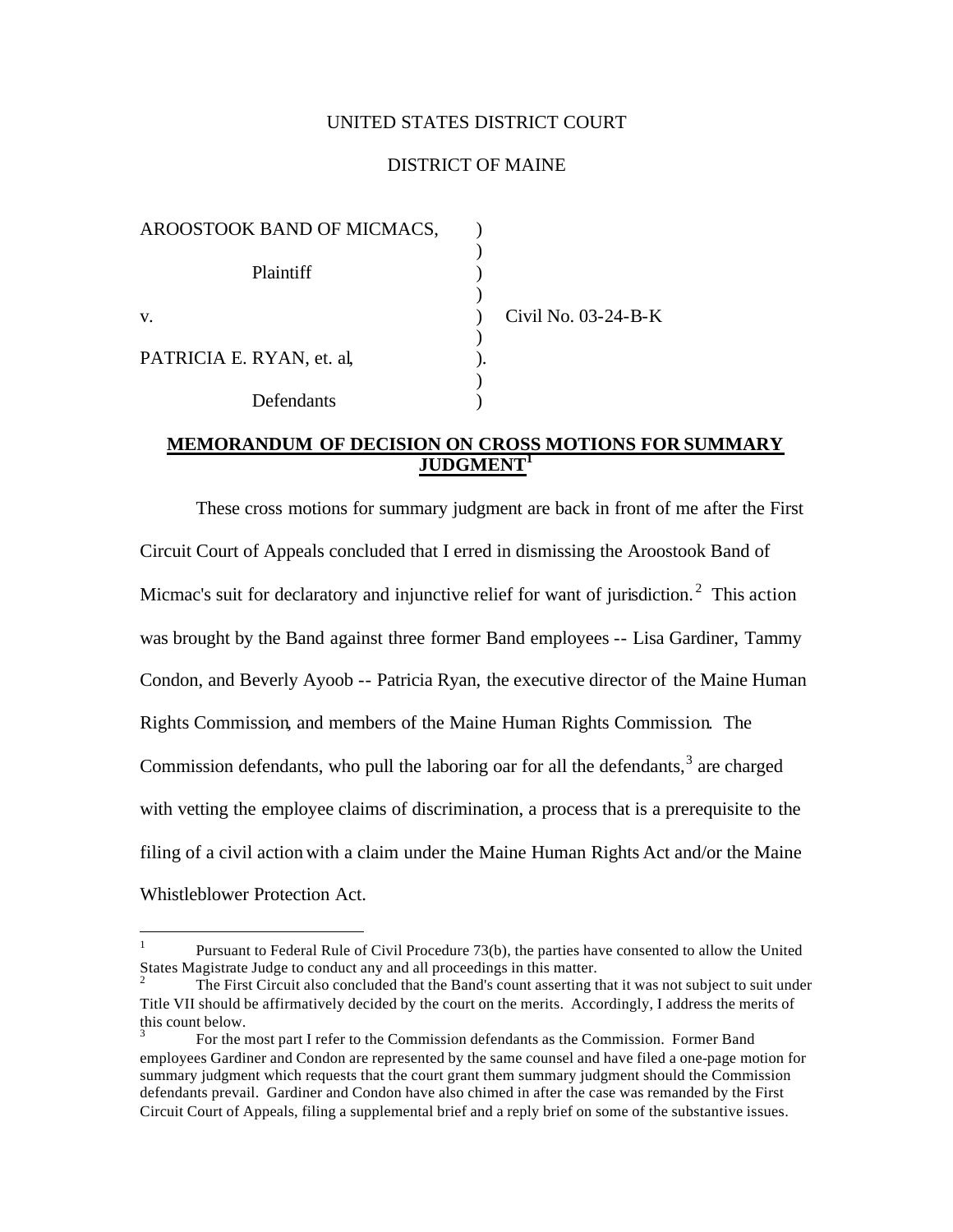UNITED STATES DISTRICT COURT

DISTRICT OF MAINE

AROOSTOOK BAND OF MICMACS, )
Plaintiff )
v. ) Civil No. 03-24-B-K
PATRICIA E. RYAN, et. al, ).
Defendants )

**MEMORANDUM OF DECISION ON CROSS MOTIONS FOR SUMMARY JUDGMENT**[1]

These cross motions for summary judgment are back in front of me after the First Circuit Court of Appeals concluded that I erred in dismissing the Aroostook Band of Micmac's suit for declaratory and injunctive relief for want of jurisdiction.[2] This action was brought by the Band against three former Band employees -- Lisa Gardiner, Tammy Condon, and Beverly Ayoob -- Patricia Ryan, the executive director of the Maine Human Rights Commission, and members of the Maine Human Rights Commission. The Commission defendants, who pull the laboring oar for all the defendants,[3] are charged with vetting the employee claims of discrimination, a process that is a prerequisite to the filing of a civil action with a claim under the Maine Human Rights Act and/or the Maine Whistleblower Protection Act.

---

[1] Pursuant to Federal Rule of Civil Procedure 73(b), the parties have consented to allow the United States Magistrate Judge to conduct any and all proceedings in this matter.

[2] The First Circuit also concluded that the Band's count asserting that it was not subject to suit under Title VII should be affirmatively decided by the court on the merits. Accordingly, I address the merits of this count below.

[3] For the most part I refer to the Commission defendants as the Commission. Former Band employees Gardiner and Condon are represented by the same counsel and have filed a one-page motion for summary judgment which requests that the court grant them summary judgment should the Commission defendants prevail. Gardiner and Condon have also chimed in after the case was remanded by the First Circuit Court of Appeals, filing a supplemental brief and a reply brief on some of the substantive issues.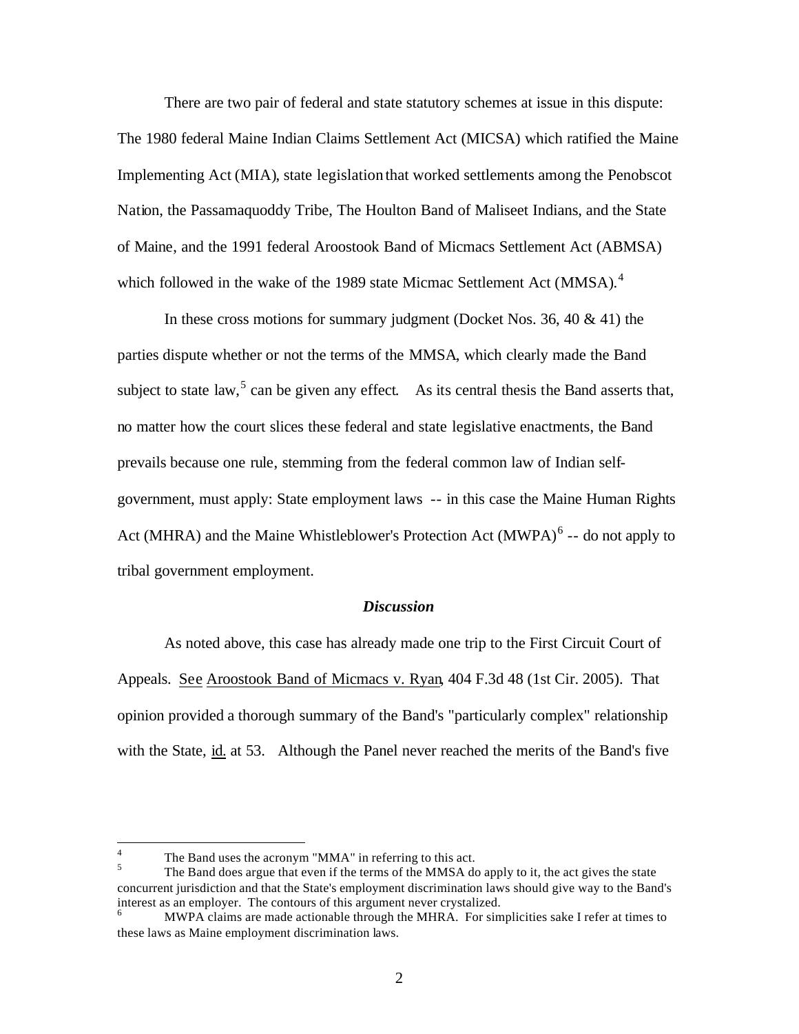There are two pair of federal and state statutory schemes at issue in this dispute: The 1980 federal Maine Indian Claims Settlement Act (MICSA) which ratified the Maine Implementing Act (MIA), state legislation that worked settlements among the Penobscot Nation, the Passamaquoddy Tribe, The Houlton Band of Maliseet Indians, and the State of Maine, and the 1991 federal Aroostook Band of Micmacs Settlement Act (ABMSA) which followed in the wake of the 1989 state Micmac Settlement Act (MMSA).[4]

In these cross motions for summary judgment (Docket Nos. 36, 40 & 41) the parties dispute whether or not the terms of the MMSA, which clearly made the Band subject to state law,[5] can be given any effect. As its central thesis the Band asserts that, no matter how the court slices these federal and state legislative enactments, the Band prevails because one rule, stemming from the federal common law of Indian self-government, must apply: State employment laws -- in this case the Maine Human Rights Act (MHRA) and the Maine Whistleblower's Protection Act (MWPA)[6] -- do not apply to tribal government employment.

### *Discussion*

As noted above, this case has already made one trip to the First Circuit Court of Appeals. See Aroostook Band of Micmacs v. Ryan, 404 F.3d 48 (1st Cir. 2005). That opinion provided a thorough summary of the Band's "particularly complex" relationship with the State, id. at 53. Although the Panel never reached the merits of the Band's five

---

[4] The Band uses the acronym "MMA" in referring to this act.

[5] The Band does argue that even if the terms of the MMSA do apply to it, the act gives the state concurrent jurisdiction and that the State's employment discrimination laws should give way to the Band's interest as an employer. The contours of this argument never crystalized.

[6] MWPA claims are made actionable through the MHRA. For simplicities sake I refer at times to these laws as Maine employment discrimination laws.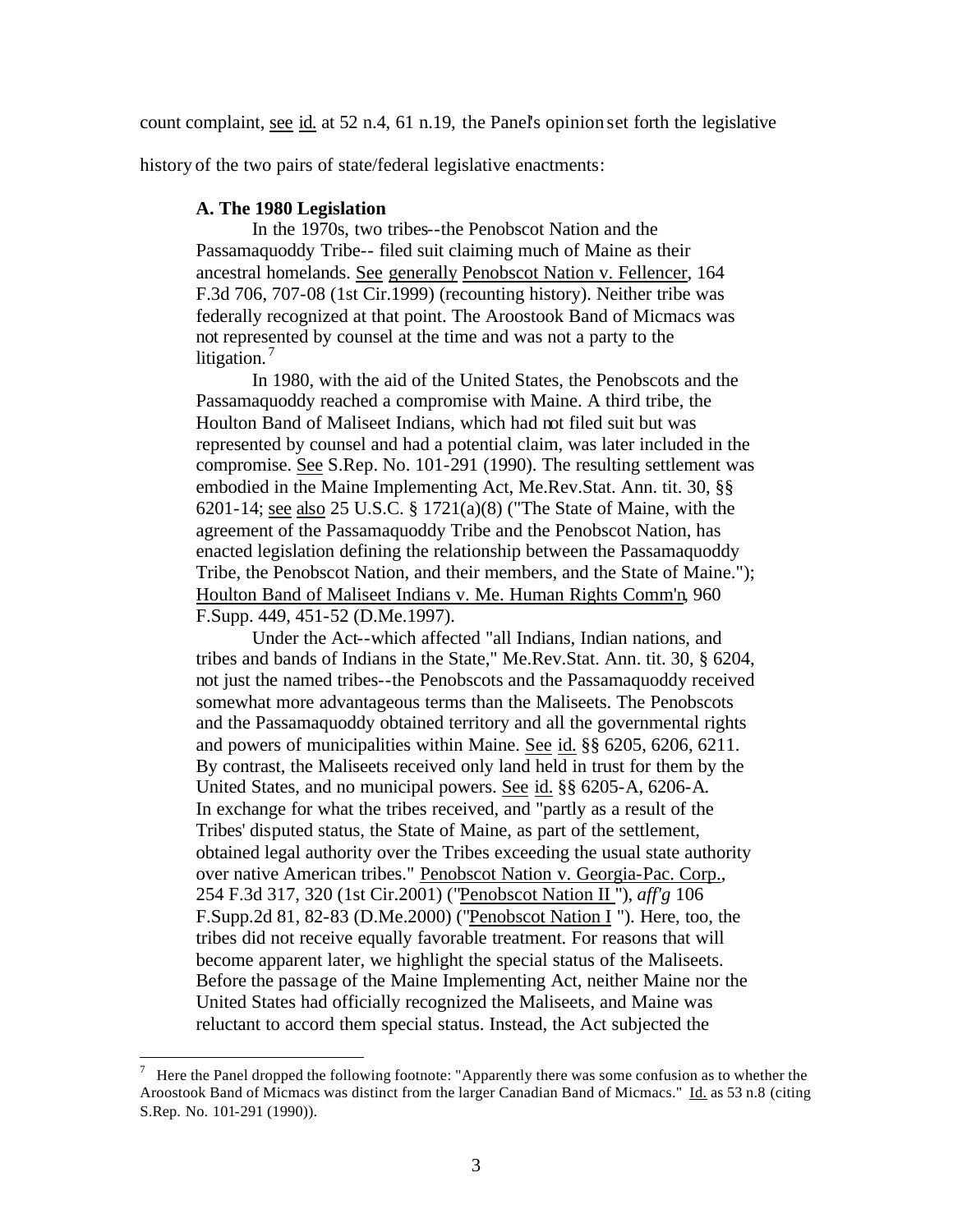count complaint, see id. at 52 n.4, 61 n.19, the Panel's opinion set forth the legislative history of the two pairs of state/federal legislative enactments:

> **A. The 1980 Legislation**
>
> In the 1970s, two tribes--the Penobscot Nation and the Passamaquoddy Tribe-- filed suit claiming much of Maine as their ancestral homelands. See generally Penobscot Nation v. Fellencer, 164 F.3d 706, 707-08 (1st Cir.1999) (recounting history). Neither tribe was federally recognized at that point. The Aroostook Band of Micmacs was not represented by counsel at the time and was not a party to the litigation.[7]
>
> In 1980, with the aid of the United States, the Penobscots and the Passamaquoddy reached a compromise with Maine. A third tribe, the Houlton Band of Maliseet Indians, which had not filed suit but was represented by counsel and had a potential claim, was later included in the compromise. See S.Rep. No. 101-291 (1990). The resulting settlement was embodied in the Maine Implementing Act, Me.Rev.Stat. Ann. tit. 30, §§ 6201-14; see also 25 U.S.C. § 1721(a)(8) ("The State of Maine, with the agreement of the Passamaquoddy Tribe and the Penobscot Nation, has enacted legislation defining the relationship between the Passamaquoddy Tribe, the Penobscot Nation, and their members, and the State of Maine."); Houlton Band of Maliseet Indians v. Me. Human Rights Comm'n, 960 F.Supp. 449, 451-52 (D.Me.1997).
>
> Under the Act--which affected "all Indians, Indian nations, and tribes and bands of Indians in the State," Me.Rev.Stat. Ann. tit. 30, § 6204, not just the named tribes--the Penobscots and the Passamaquoddy received somewhat more advantageous terms than the Maliseets. The Penobscots and the Passamaquoddy obtained territory and all the governmental rights and powers of municipalities within Maine. See id. §§ 6205, 6206, 6211. By contrast, the Maliseets received only land held in trust for them by the United States, and no municipal powers. See id. §§ 6205-A, 6206-A. In exchange for what the tribes received, and "partly as a result of the Tribes' disputed status, the State of Maine, as part of the settlement, obtained legal authority over the Tribes exceeding the usual state authority over native American tribes." Penobscot Nation v. Georgia-Pac. Corp., 254 F.3d 317, 320 (1st Cir.2001) ("Penobscot Nation II"), *aff'g* 106 F.Supp.2d 81, 82-83 (D.Me.2000) ("Penobscot Nation I"). Here, too, the tribes did not receive equally favorable treatment. For reasons that will become apparent later, we highlight the special status of the Maliseets. Before the passage of the Maine Implementing Act, neither Maine nor the United States had officially recognized the Maliseets, and Maine was reluctant to accord them special status. Instead, the Act subjected the

[7] Here the Panel dropped the following footnote: "Apparently there was some confusion as to whether the Aroostook Band of Micmacs was distinct from the larger Canadian Band of Micmacs." Id. as 53 n.8 (citing S.Rep. No. 101-291 (1990)).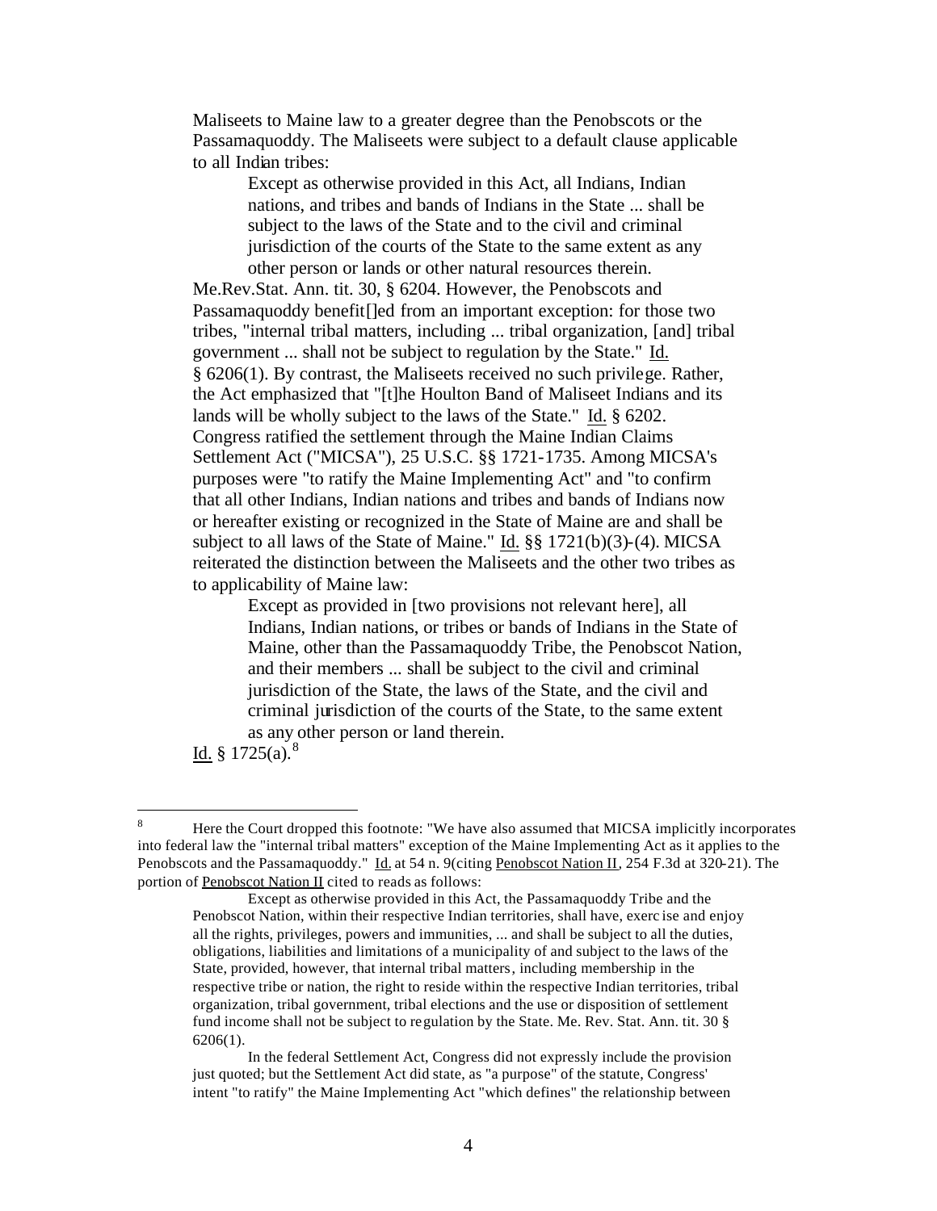Maliseets to Maine law to a greater degree than the Penobscots or the Passamaquoddy. The Maliseets were subject to a default clause applicable to all Indian tribes:

> Except as otherwise provided in this Act, all Indians, Indian nations, and tribes and bands of Indians in the State ... shall be subject to the laws of the State and to the civil and criminal jurisdiction of the courts of the State to the same extent as any other person or lands or other natural resources therein.

Me.Rev.Stat. Ann. tit. 30, § 6204. However, the Penobscots and Passamaquoddy benefit[]ed from an important exception: for those two tribes, "internal tribal matters, including ... tribal organization, [and] tribal government ... shall not be subject to regulation by the State." Id. § 6206(1). By contrast, the Maliseets received no such privilege. Rather, the Act emphasized that "[t]he Houlton Band of Maliseet Indians and its lands will be wholly subject to the laws of the State." Id. § 6202. Congress ratified the settlement through the Maine Indian Claims Settlement Act ("MICSA"), 25 U.S.C. §§ 1721-1735. Among MICSA's purposes were "to ratify the Maine Implementing Act" and "to confirm that all other Indians, Indian nations and tribes and bands of Indians now or hereafter existing or recognized in the State of Maine are and shall be subject to all laws of the State of Maine." Id. §§ 1721(b)(3)-(4). MICSA reiterated the distinction between the Maliseets and the other two tribes as to applicability of Maine law:

> Except as provided in [two provisions not relevant here], all Indians, Indian nations, or tribes or bands of Indians in the State of Maine, other than the Passamaquoddy Tribe, the Penobscot Nation, and their members ... shall be subject to the civil and criminal jurisdiction of the State, the laws of the State, and the civil and criminal jurisdiction of the courts of the State, to the same extent as any other person or land therein.

Id. § 1725(a).[8]

---

[8] Here the Court dropped this footnote: "We have also assumed that MICSA implicitly incorporates into federal law the "internal tribal matters" exception of the Maine Implementing Act as it applies to the Penobscots and the Passamaquoddy." Id. at 54 n. 9(citing Penobscot Nation II, 254 F.3d at 320-21). The portion of Penobscot Nation II cited to reads as follows:

> Except as otherwise provided in this Act, the Passamaquoddy Tribe and the Penobscot Nation, within their respective Indian territories, shall have, exercise and enjoy all the rights, privileges, powers and immunities, ... and shall be subject to all the duties, obligations, liabilities and limitations of a municipality of and subject to the laws of the State, provided, however, that internal tribal matters, including membership in the respective tribe or nation, the right to reside within the respective Indian territories, tribal organization, tribal government, tribal elections and the use or disposition of settlement fund income shall not be subject to regulation by the State. Me. Rev. Stat. Ann. tit. 30 § 6206(1).
>
> In the federal Settlement Act, Congress did not expressly include the provision just quoted; but the Settlement Act did state, as "a purpose" of the statute, Congress' intent "to ratify" the Maine Implementing Act "which defines" the relationship between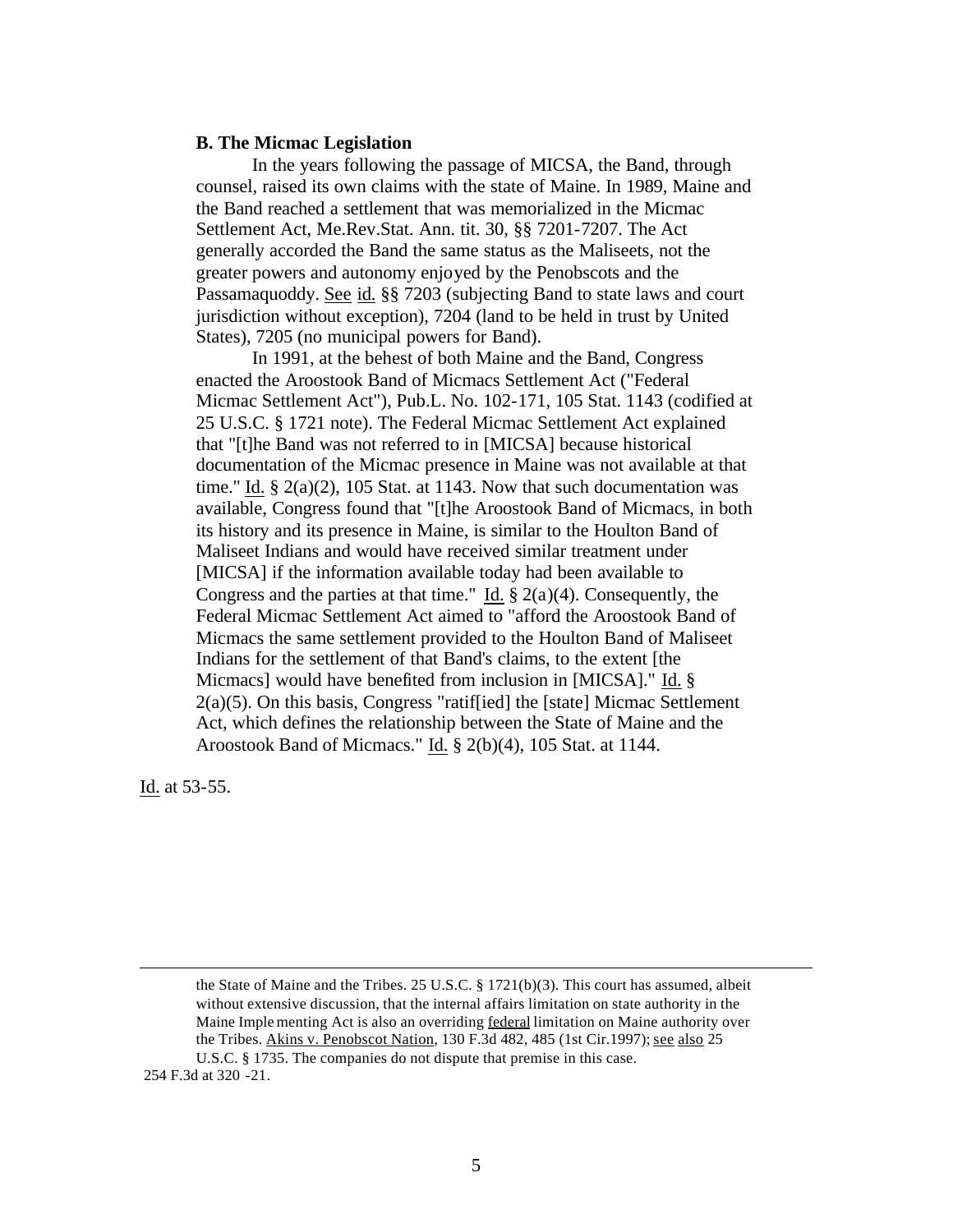**B. The Micmac Legislation**

In the years following the passage of MICSA, the Band, through counsel, raised its own claims with the state of Maine. In 1989, Maine and the Band reached a settlement that was memorialized in the Micmac Settlement Act, Me.Rev.Stat. Ann. tit. 30, §§ 7201-7207. The Act generally accorded the Band the same status as the Maliseets, not the greater powers and autonomy enjoyed by the Penobscots and the Passamaquoddy. See id. §§ 7203 (subjecting Band to state laws and court jurisdiction without exception), 7204 (land to be held in trust by United States), 7205 (no municipal powers for Band).

In 1991, at the behest of both Maine and the Band, Congress enacted the Aroostook Band of Micmacs Settlement Act ("Federal Micmac Settlement Act"), Pub.L. No. 102-171, 105 Stat. 1143 (codified at 25 U.S.C. § 1721 note). The Federal Micmac Settlement Act explained that "[t]he Band was not referred to in [MICSA] because historical documentation of the Micmac presence in Maine was not available at that time." Id. § 2(a)(2), 105 Stat. at 1143. Now that such documentation was available, Congress found that "[t]he Aroostook Band of Micmacs, in both its history and its presence in Maine, is similar to the Houlton Band of Maliseet Indians and would have received similar treatment under [MICSA] if the information available today had been available to Congress and the parties at that time." Id. § 2(a)(4). Consequently, the Federal Micmac Settlement Act aimed to "afford the Aroostook Band of Micmacs the same settlement provided to the Houlton Band of Maliseet Indians for the settlement of that Band's claims, to the extent [the Micmacs] would have benefited from inclusion in [MICSA]." Id. § 2(a)(5). On this basis, Congress "ratif[ied] the [state] Micmac Settlement Act, which defines the relationship between the State of Maine and the Aroostook Band of Micmacs." Id. § 2(b)(4), 105 Stat. at 1144.

Id. at 53-55.

---

the State of Maine and the Tribes. 25 U.S.C. § 1721(b)(3). This court has assumed, albeit without extensive discussion, that the internal affairs limitation on state authority in the Maine Implementing Act is also an overriding federal limitation on Maine authority over the Tribes. Akins v. Penobscot Nation, 130 F.3d 482, 485 (1st Cir.1997); see also 25 U.S.C. § 1735. The companies do not dispute that premise in this case.

254 F.3d at 320 -21.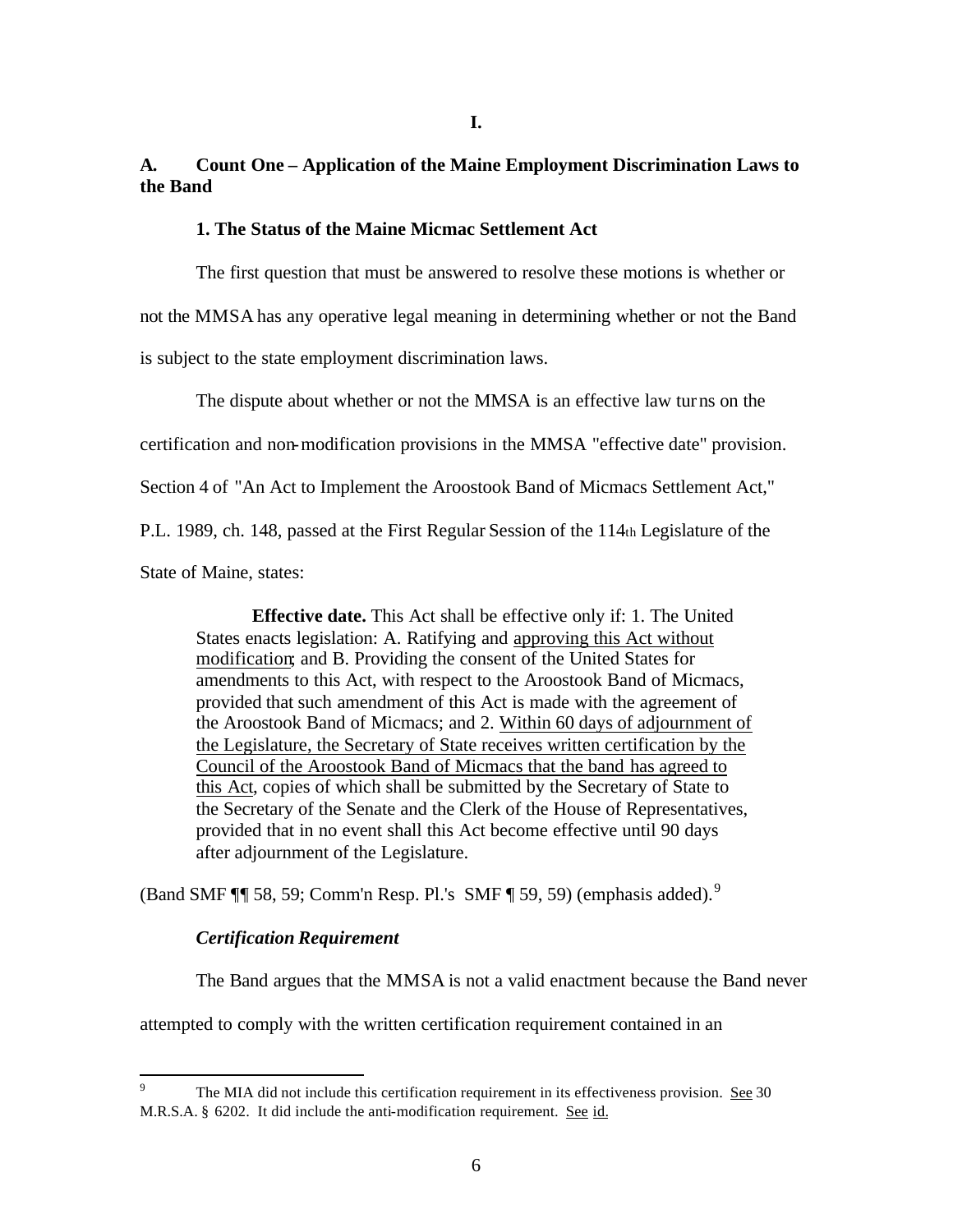# I.

## A. Count One – Application of the Maine Employment Discrimination Laws to the Band

### 1. The Status of the Maine Micmac Settlement Act

The first question that must be answered to resolve these motions is whether or not the MMSA has any operative legal meaning in determining whether or not the Band is subject to the state employment discrimination laws.

The dispute about whether or not the MMSA is an effective law turns on the certification and non-modification provisions in the MMSA "effective date" provision. Section 4 of "An Act to Implement the Aroostook Band of Micmacs Settlement Act," P.L. 1989, ch. 148, passed at the First Regular Session of the 114th Legislature of the State of Maine, states:

> **Effective date.** This Act shall be effective only if: 1. The United States enacts legislation: A. Ratifying and <u>approving this Act without modification</u>; and B. Providing the consent of the United States for amendments to this Act, with respect to the Aroostook Band of Micmacs, provided that such amendment of this Act is made with the agreement of the Aroostook Band of Micmacs; and 2. <u>Within 60 days of adjournment of the Legislature, the Secretary of State receives written certification by the Council of the Aroostook Band of Micmacs that the band has agreed to this Act</u>, copies of which shall be submitted by the Secretary of State to the Secretary of the Senate and the Clerk of the House of Representatives, provided that in no event shall this Act become effective until 90 days after adjournment of the Legislature.

(Band SMF ¶¶ 58, 59; Comm'n Resp. Pl.'s SMF ¶ 59, 59) (emphasis added).[9]

#### *Certification Requirement*

The Band argues that the MMSA is not a valid enactment because the Band never attempted to comply with the written certification requirement contained in an

---

[9] The MIA did not include this certification requirement in its effectiveness provision. <u>See</u> 30 M.R.S.A. § 6202. It did include the anti-modification requirement. <u>See</u> <u>id.</u>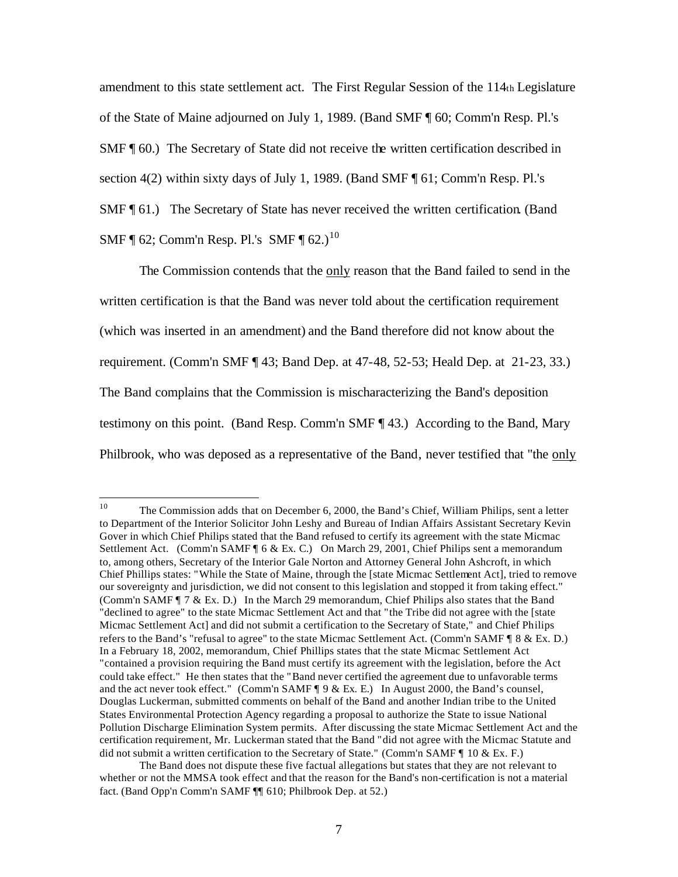amendment to this state settlement act. The First Regular Session of the 114th Legislature of the State of Maine adjourned on July 1, 1989. (Band SMF ¶ 60; Comm'n Resp. Pl.'s SMF ¶ 60.) The Secretary of State did not receive the written certification described in section 4(2) within sixty days of July 1, 1989. (Band SMF ¶ 61; Comm'n Resp. Pl.'s SMF ¶ 61.) The Secretary of State has never received the written certification. (Band SMF ¶ 62; Comm'n Resp. Pl.'s SMF ¶ 62.)[10]

The Commission contends that the only reason that the Band failed to send in the written certification is that the Band was never told about the certification requirement (which was inserted in an amendment) and the Band therefore did not know about the requirement. (Comm'n SMF ¶ 43; Band Dep. at 47-48, 52-53; Heald Dep. at 21-23, 33.) The Band complains that the Commission is mischaracterizing the Band's deposition testimony on this point. (Band Resp. Comm'n SMF ¶ 43.) According to the Band, Mary Philbrook, who was deposed as a representative of the Band, never testified that "the only

---

[10] The Commission adds that on December 6, 2000, the Band's Chief, William Philips, sent a letter to Department of the Interior Solicitor John Leshy and Bureau of Indian Affairs Assistant Secretary Kevin Gover in which Chief Philips stated that the Band refused to certify its agreement with the state Micmac Settlement Act. (Comm'n SAMF ¶ 6 & Ex. C.) On March 29, 2001, Chief Philips sent a memorandum to, among others, Secretary of the Interior Gale Norton and Attorney General John Ashcroft, in which Chief Phillips states: "While the State of Maine, through the [state Micmac Settlement Act], tried to remove our sovereignty and jurisdiction, we did not consent to this legislation and stopped it from taking effect." (Comm'n SAMF ¶ 7 & Ex. D.) In the March 29 memorandum, Chief Philips also states that the Band "declined to agree" to the state Micmac Settlement Act and that "the Tribe did not agree with the [state Micmac Settlement Act] and did not submit a certification to the Secretary of State," and Chief Philips refers to the Band's "refusal to agree" to the state Micmac Settlement Act. (Comm'n SAMF ¶ 8 & Ex. D.) In a February 18, 2002, memorandum, Chief Phillips states that the state Micmac Settlement Act "contained a provision requiring the Band must certify its agreement with the legislation, before the Act could take effect." He then states that the "Band never certified the agreement due to unfavorable terms and the act never took effect." (Comm'n SAMF ¶ 9 & Ex. E.) In August 2000, the Band's counsel, Douglas Luckerman, submitted comments on behalf of the Band and another Indian tribe to the United States Environmental Protection Agency regarding a proposal to authorize the State to issue National Pollution Discharge Elimination System permits. After discussing the state Micmac Settlement Act and the certification requirement, Mr. Luckerman stated that the Band "did not agree with the Micmac Statute and did not submit a written certification to the Secretary of State." (Comm'n SAMF ¶ 10 & Ex. F.)

The Band does not dispute these five factual allegations but states that they are not relevant to whether or not the MMSA took effect and that the reason for the Band's non-certification is not a material fact. (Band Opp'n Comm'n SAMF ¶¶ 610; Philbrook Dep. at 52.)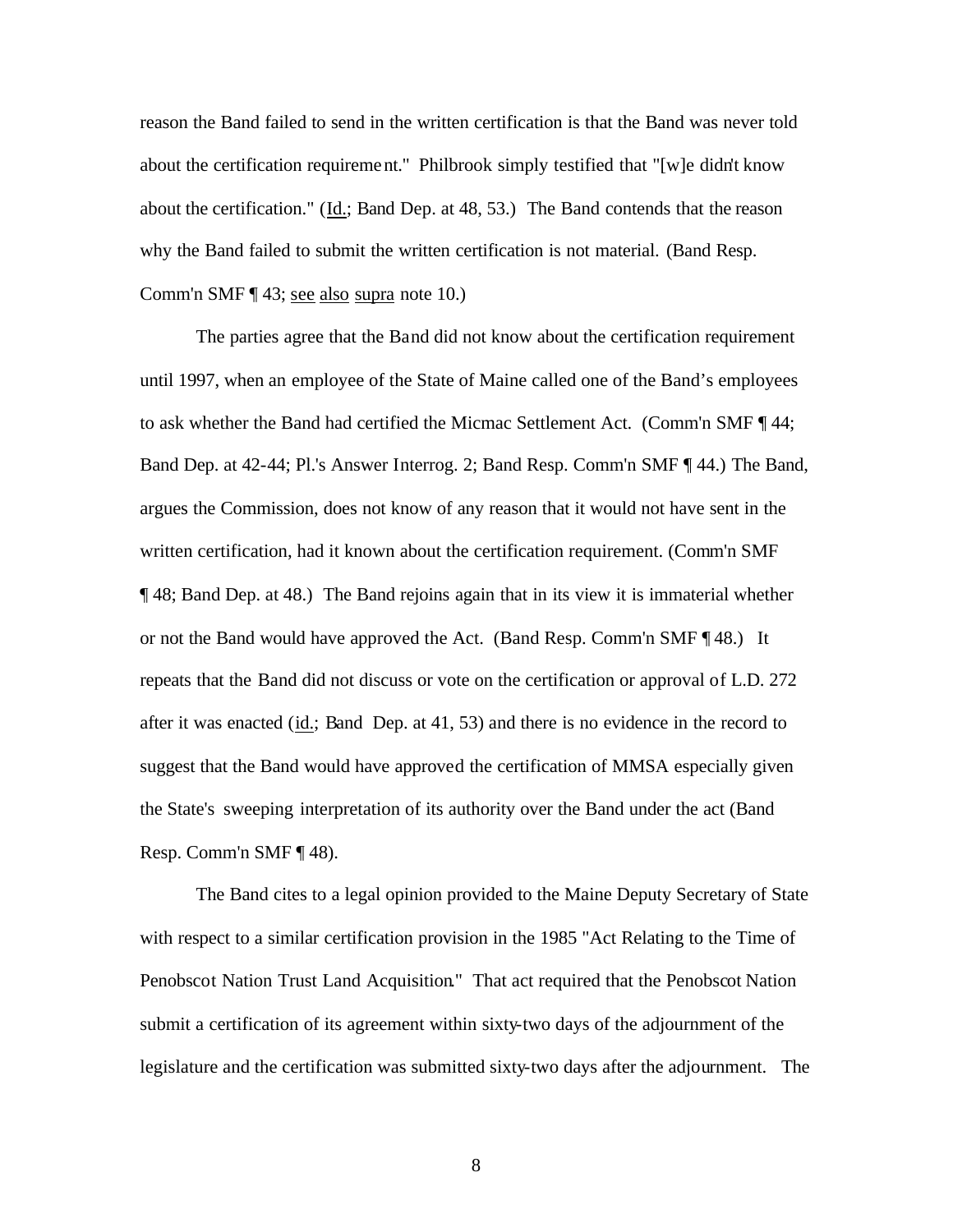reason the Band failed to send in the written certification is that the Band was never told about the certification requirement." Philbrook simply testified that "[w]e didn't know about the certification." (Id.; Band Dep. at 48, 53.) The Band contends that the reason why the Band failed to submit the written certification is not material. (Band Resp. Comm'n SMF ¶ 43; see also supra note 10.)

The parties agree that the Band did not know about the certification requirement until 1997, when an employee of the State of Maine called one of the Band's employees to ask whether the Band had certified the Micmac Settlement Act. (Comm'n SMF ¶ 44; Band Dep. at 42-44; Pl.'s Answer Interrog. 2; Band Resp. Comm'n SMF ¶ 44.) The Band, argues the Commission, does not know of any reason that it would not have sent in the written certification, had it known about the certification requirement. (Comm'n SMF ¶ 48; Band Dep. at 48.) The Band rejoins again that in its view it is immaterial whether or not the Band would have approved the Act. (Band Resp. Comm'n SMF ¶ 48.) It repeats that the Band did not discuss or vote on the certification or approval of L.D. 272 after it was enacted (id.; Band Dep. at 41, 53) and there is no evidence in the record to suggest that the Band would have approved the certification of MMSA especially given the State's sweeping interpretation of its authority over the Band under the act (Band Resp. Comm'n SMF ¶ 48).

The Band cites to a legal opinion provided to the Maine Deputy Secretary of State with respect to a similar certification provision in the 1985 "Act Relating to the Time of Penobscot Nation Trust Land Acquisition." That act required that the Penobscot Nation submit a certification of its agreement within sixty-two days of the adjournment of the legislature and the certification was submitted sixty-two days after the adjournment. The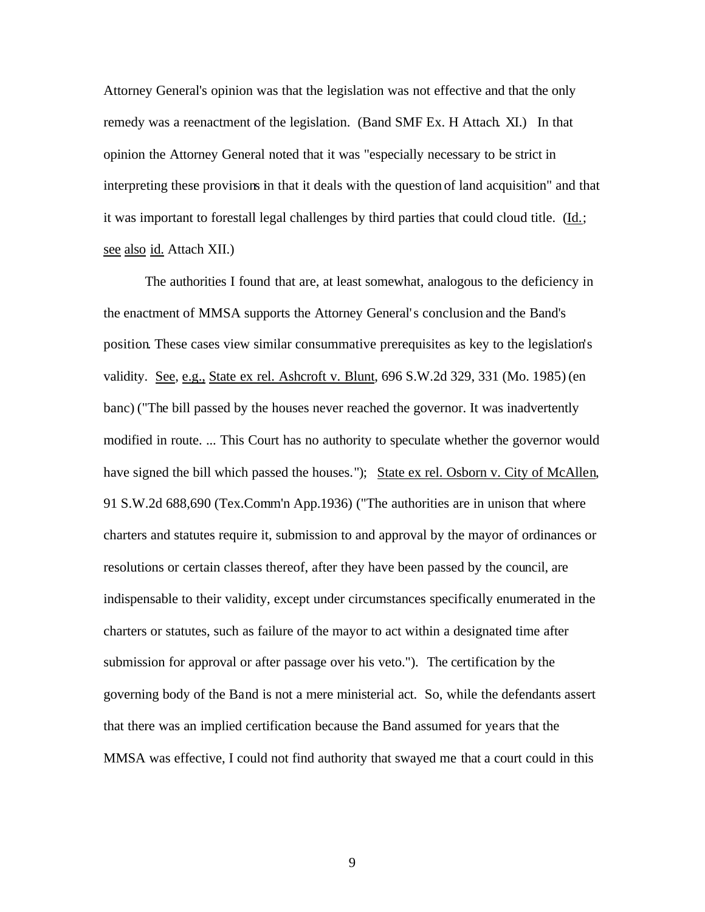Attorney General's opinion was that the legislation was not effective and that the only remedy was a reenactment of the legislation. (Band SMF Ex. H Attach. XI.) In that opinion the Attorney General noted that it was "especially necessary to be strict in interpreting these provisions in that it deals with the question of land acquisition" and that it was important to forestall legal challenges by third parties that could cloud title. (Id.; see also id. Attach XII.)

The authorities I found that are, at least somewhat, analogous to the deficiency in the enactment of MMSA supports the Attorney General's conclusion and the Band's position. These cases view similar consummative prerequisites as key to the legislation's validity. See, e.g., State ex rel. Ashcroft v. Blunt, 696 S.W.2d 329, 331 (Mo. 1985) (en banc) ("The bill passed by the houses never reached the governor. It was inadvertently modified in route. ... This Court has no authority to speculate whether the governor would have signed the bill which passed the houses."); State ex rel. Osborn v. City of McAllen, 91 S.W.2d 688,690 (Tex.Comm'n App.1936) ("The authorities are in unison that where charters and statutes require it, submission to and approval by the mayor of ordinances or resolutions or certain classes thereof, after they have been passed by the council, are indispensable to their validity, except under circumstances specifically enumerated in the charters or statutes, such as failure of the mayor to act within a designated time after submission for approval or after passage over his veto."). The certification by the governing body of the Band is not a mere ministerial act. So, while the defendants assert that there was an implied certification because the Band assumed for years that the MMSA was effective, I could not find authority that swayed me that a court could in this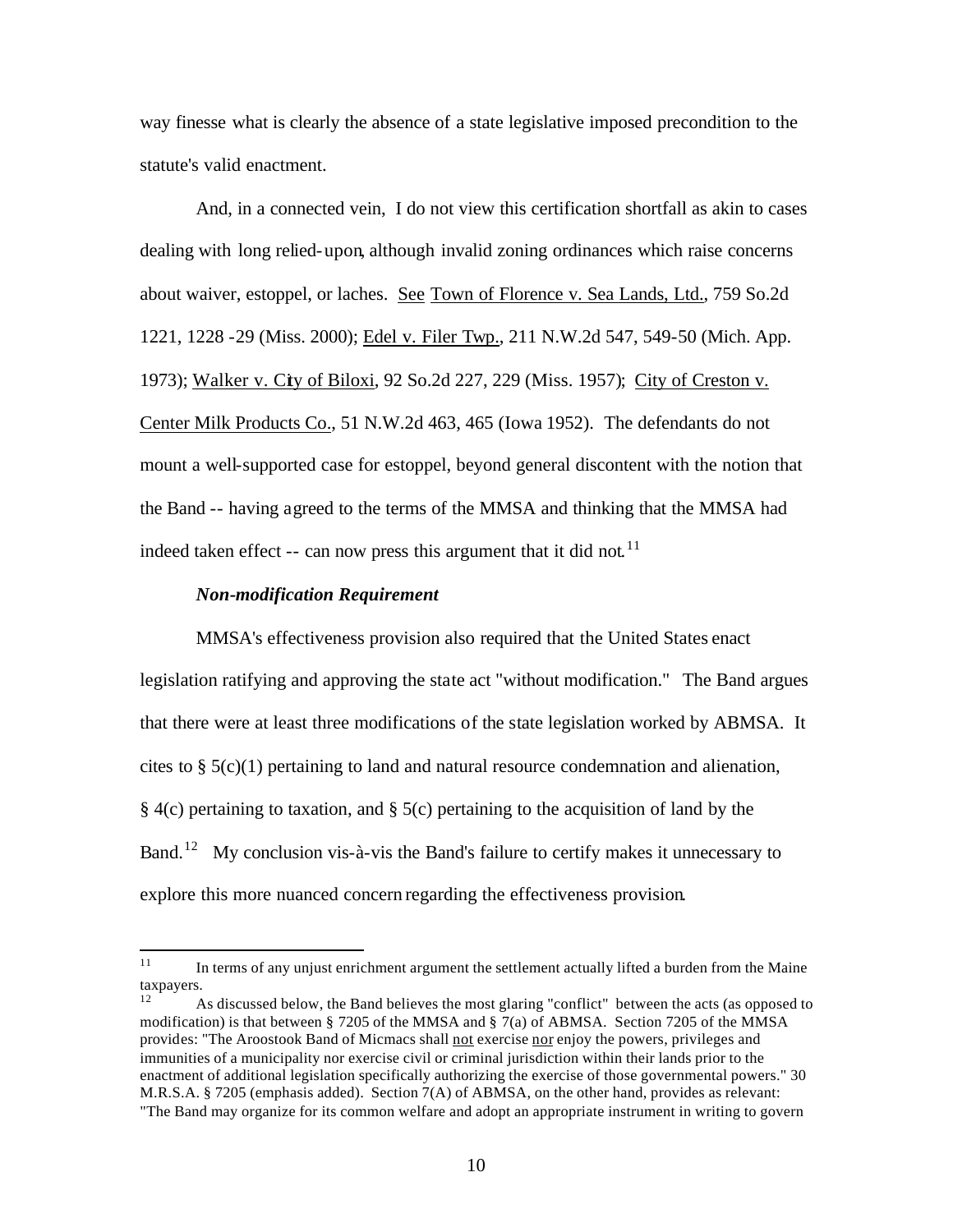way finesse what is clearly the absence of a state legislative imposed precondition to the statute's valid enactment.

And, in a connected vein, I do not view this certification shortfall as akin to cases dealing with long relied-upon, although invalid zoning ordinances which raise concerns about waiver, estoppel, or laches. See Town of Florence v. Sea Lands, Ltd., 759 So.2d 1221, 1228 -29 (Miss. 2000); Edel v. Filer Twp., 211 N.W.2d 547, 549-50 (Mich. App. 1973); Walker v. City of Biloxi, 92 So.2d 227, 229 (Miss. 1957); City of Creston v. Center Milk Products Co., 51 N.W.2d 463, 465 (Iowa 1952). The defendants do not mount a well-supported case for estoppel, beyond general discontent with the notion that the Band -- having agreed to the terms of the MMSA and thinking that the MMSA had indeed taken effect -- can now press this argument that it did not.[11]

***Non-modification Requirement***

MMSA's effectiveness provision also required that the United States enact legislation ratifying and approving the state act "without modification." The Band argues that there were at least three modifications of the state legislation worked by ABMSA. It cites to § 5(c)(1) pertaining to land and natural resource condemnation and alienation, § 4(c) pertaining to taxation, and § 5(c) pertaining to the acquisition of land by the Band.[12] My conclusion vis-à-vis the Band's failure to certify makes it unnecessary to explore this more nuanced concern regarding the effectiveness provision.

---

[11] In terms of any unjust enrichment argument the settlement actually lifted a burden from the Maine taxpayers.

[12] As discussed below, the Band believes the most glaring "conflict" between the acts (as opposed to modification) is that between § 7205 of the MMSA and § 7(a) of ABMSA. Section 7205 of the MMSA provides: "The Aroostook Band of Micmacs shall not exercise nor enjoy the powers, privileges and immunities of a municipality nor exercise civil or criminal jurisdiction within their lands prior to the enactment of additional legislation specifically authorizing the exercise of those governmental powers." 30 M.R.S.A. § 7205 (emphasis added). Section 7(A) of ABMSA, on the other hand, provides as relevant: "The Band may organize for its common welfare and adopt an appropriate instrument in writing to govern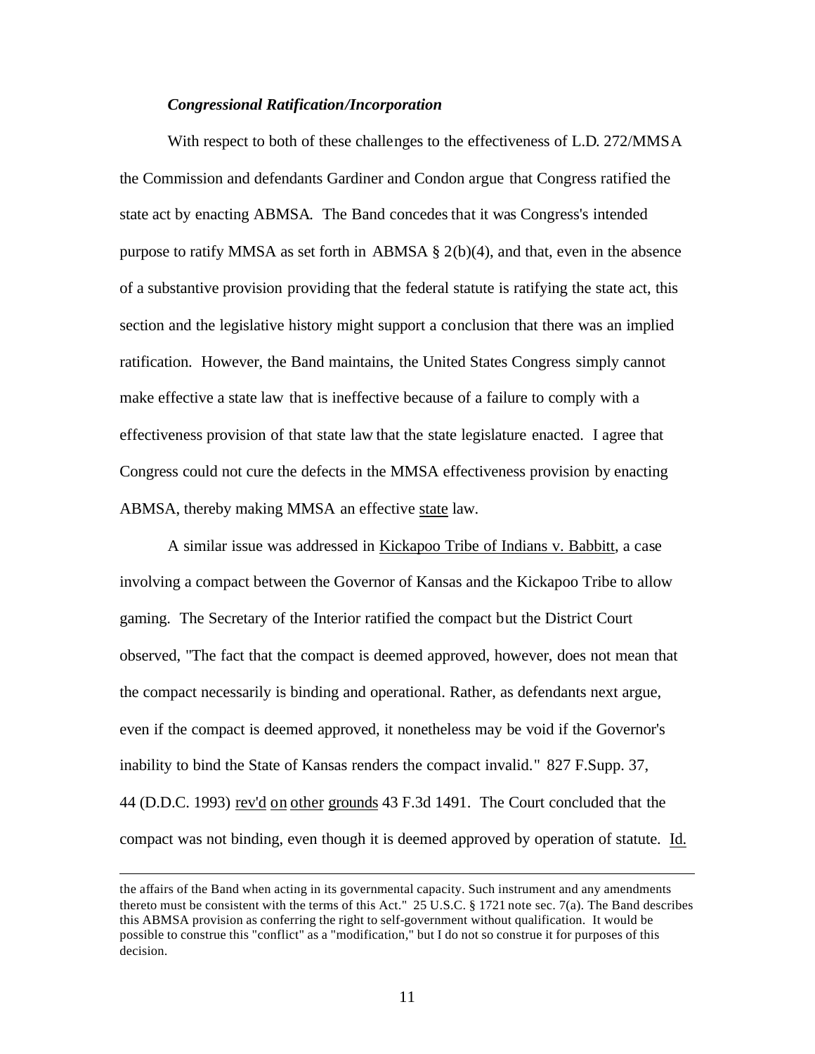***Congressional Ratification/Incorporation***

With respect to both of these challenges to the effectiveness of L.D. 272/MMSA the Commission and defendants Gardiner and Condon argue that Congress ratified the state act by enacting ABMSA. The Band concedes that it was Congress's intended purpose to ratify MMSA as set forth in ABMSA § 2(b)(4), and that, even in the absence of a substantive provision providing that the federal statute is ratifying the state act, this section and the legislative history might support a conclusion that there was an implied ratification. However, the Band maintains, the United States Congress simply cannot make effective a state law that is ineffective because of a failure to comply with a effectiveness provision of that state law that the state legislature enacted. I agree that Congress could not cure the defects in the MMSA effectiveness provision by enacting ABMSA, thereby making MMSA an effective state law.

A similar issue was addressed in Kickapoo Tribe of Indians v. Babbitt, a case involving a compact between the Governor of Kansas and the Kickapoo Tribe to allow gaming. The Secretary of the Interior ratified the compact but the District Court observed, "The fact that the compact is deemed approved, however, does not mean that the compact necessarily is binding and operational. Rather, as defendants next argue, even if the compact is deemed approved, it nonetheless may be void if the Governor's inability to bind the State of Kansas renders the compact invalid." 827 F.Supp. 37, 44 (D.D.C. 1993) rev'd on other grounds 43 F.3d 1491. The Court concluded that the compact was not binding, even though it is deemed approved by operation of statute. Id.

---

the affairs of the Band when acting in its governmental capacity. Such instrument and any amendments thereto must be consistent with the terms of this Act." 25 U.S.C. § 1721 note sec. 7(a). The Band describes this ABMSA provision as conferring the right to self-government without qualification. It would be possible to construe this "conflict" as a "modification," but I do not so construe it for purposes of this decision.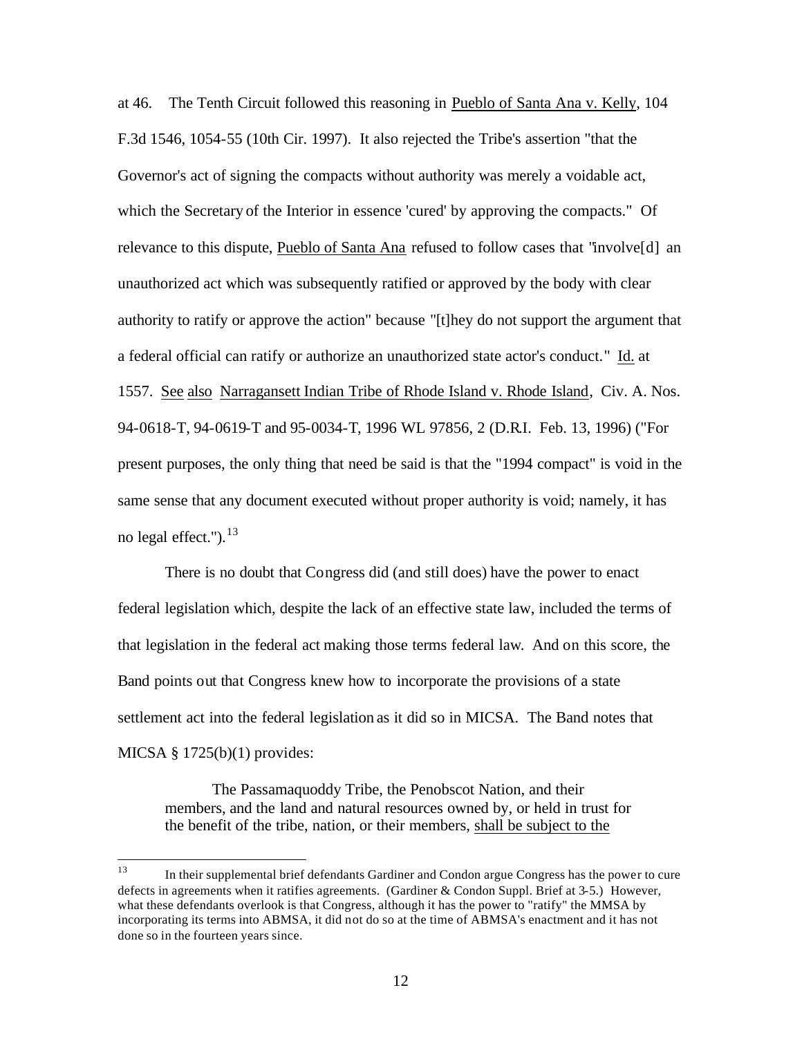at 46. The Tenth Circuit followed this reasoning in Pueblo of Santa Ana v. Kelly, 104 F.3d 1546, 1054-55 (10th Cir. 1997). It also rejected the Tribe's assertion "that the Governor's act of signing the compacts without authority was merely a voidable act, which the Secretary of the Interior in essence 'cured' by approving the compacts." Of relevance to this dispute, Pueblo of Santa Ana refused to follow cases that "involve[d] an unauthorized act which was subsequently ratified or approved by the body with clear authority to ratify or approve the action" because "[t]hey do not support the argument that a federal official can ratify or authorize an unauthorized state actor's conduct." Id. at 1557. See also Narragansett Indian Tribe of Rhode Island v. Rhode Island, Civ. A. Nos. 94-0618-T, 94-0619-T and 95-0034-T, 1996 WL 97856, 2 (D.R.I. Feb. 13, 1996) ("For present purposes, the only thing that need be said is that the "1994 compact" is void in the same sense that any document executed without proper authority is void; namely, it has no legal effect.").[13]

There is no doubt that Congress did (and still does) have the power to enact federal legislation which, despite the lack of an effective state law, included the terms of that legislation in the federal act making those terms federal law. And on this score, the Band points out that Congress knew how to incorporate the provisions of a state settlement act into the federal legislation as it did so in MICSA. The Band notes that MICSA § 1725(b)(1) provides:

> The Passamaquoddy Tribe, the Penobscot Nation, and their members, and the land and natural resources owned by, or held in trust for the benefit of the tribe, nation, or their members, shall be subject to the

[13] In their supplemental brief defendants Gardiner and Condon argue Congress has the power to cure defects in agreements when it ratifies agreements. (Gardiner & Condon Suppl. Brief at 3-5.) However, what these defendants overlook is that Congress, although it has the power to "ratify" the MMSA by incorporating its terms into ABMSA, it did not do so at the time of ABMSA's enactment and it has not done so in the fourteen years since.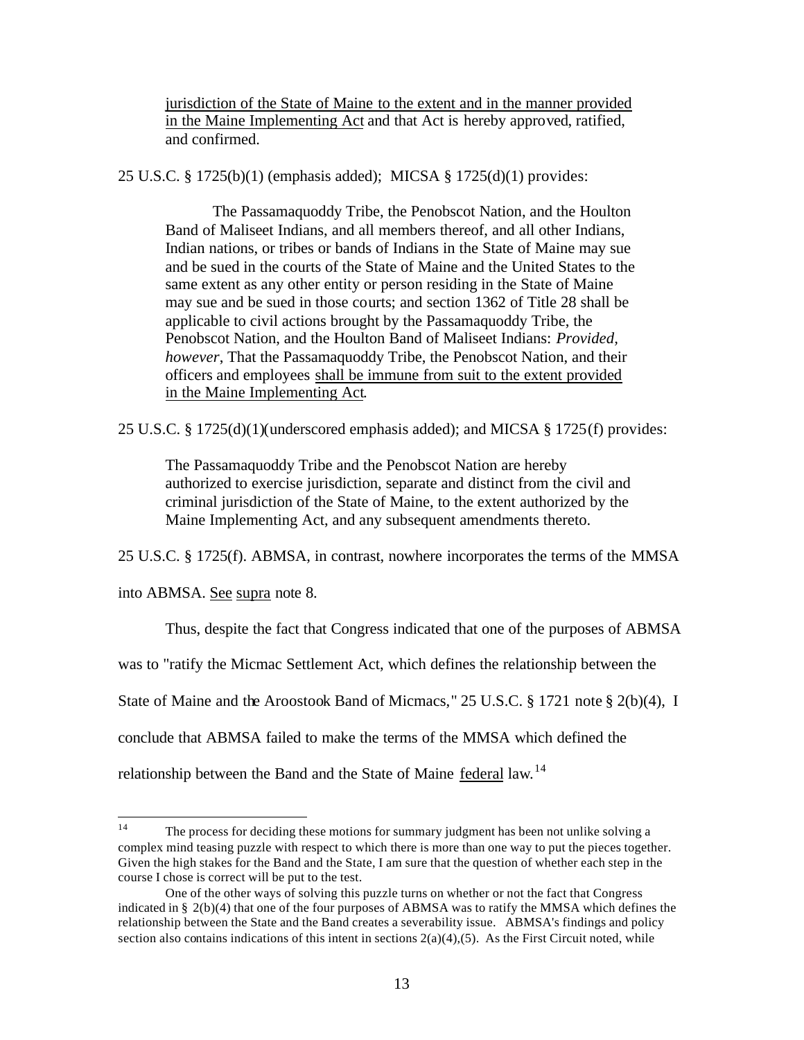> jurisdiction of the State of Maine to the extent and in the manner provided in the Maine Implementing Act and that Act is hereby approved, ratified, and confirmed.

25 U.S.C. § 1725(b)(1) (emphasis added); MICSA § 1725(d)(1) provides:

> The Passamaquoddy Tribe, the Penobscot Nation, and the Houlton Band of Maliseet Indians, and all members thereof, and all other Indians, Indian nations, or tribes or bands of Indians in the State of Maine may sue and be sued in the courts of the State of Maine and the United States to the same extent as any other entity or person residing in the State of Maine may sue and be sued in those courts; and section 1362 of Title 28 shall be applicable to civil actions brought by the Passamaquoddy Tribe, the Penobscot Nation, and the Houlton Band of Maliseet Indians: *Provided, however*, That the Passamaquoddy Tribe, the Penobscot Nation, and their officers and employees shall be immune from suit to the extent provided in the Maine Implementing Act.

25 U.S.C. § 1725(d)(1)(underscored emphasis added); and MICSA § 1725(f) provides:

> The Passamaquoddy Tribe and the Penobscot Nation are hereby authorized to exercise jurisdiction, separate and distinct from the civil and criminal jurisdiction of the State of Maine, to the extent authorized by the Maine Implementing Act, and any subsequent amendments thereto.

25 U.S.C. § 1725(f). ABMSA, in contrast, nowhere incorporates the terms of the MMSA into ABMSA. See supra note 8.

Thus, despite the fact that Congress indicated that one of the purposes of ABMSA was to "ratify the Micmac Settlement Act, which defines the relationship between the State of Maine and the Aroostook Band of Micmacs," 25 U.S.C. § 1721 note § 2(b)(4), I conclude that ABMSA failed to make the terms of the MMSA which defined the relationship between the Band and the State of Maine federal law.[14]

---

[14] The process for deciding these motions for summary judgment has been not unlike solving a complex mind teasing puzzle with respect to which there is more than one way to put the pieces together. Given the high stakes for the Band and the State, I am sure that the question of whether each step in the course I chose is correct will be put to the test.

One of the other ways of solving this puzzle turns on whether or not the fact that Congress indicated in § 2(b)(4) that one of the four purposes of ABMSA was to ratify the MMSA which defines the relationship between the State and the Band creates a severability issue. ABMSA's findings and policy section also contains indications of this intent in sections 2(a)(4),(5). As the First Circuit noted, while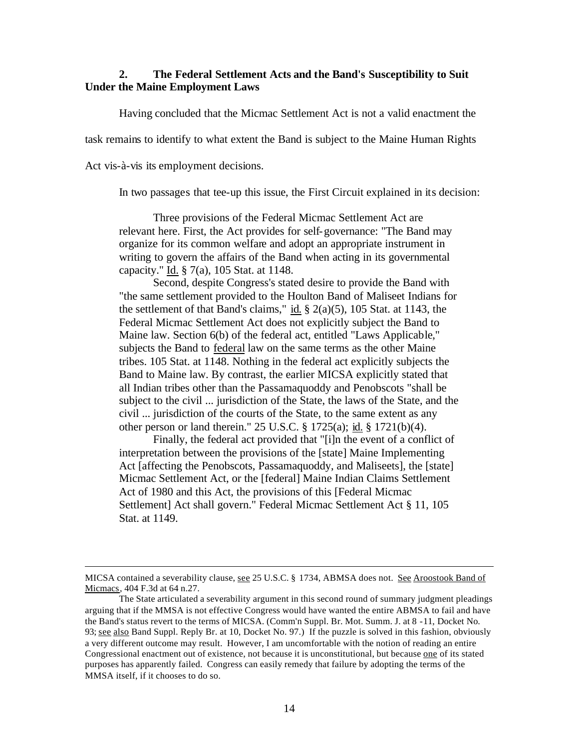### 2. The Federal Settlement Acts and the Band's Susceptibility to Suit Under the Maine Employment Laws

Having concluded that the Micmac Settlement Act is not a valid enactment the task remains to identify to what extent the Band is subject to the Maine Human Rights Act vis-à-vis its employment decisions.

In two passages that tee-up this issue, the First Circuit explained in its decision:

> Three provisions of the Federal Micmac Settlement Act are relevant here. First, the Act provides for self-governance: "The Band may organize for its common welfare and adopt an appropriate instrument in writing to govern the affairs of the Band when acting in its governmental capacity." Id. § 7(a), 105 Stat. at 1148.
>
> Second, despite Congress's stated desire to provide the Band with "the same settlement provided to the Houlton Band of Maliseet Indians for the settlement of that Band's claims," id. § 2(a)(5), 105 Stat. at 1143, the Federal Micmac Settlement Act does not explicitly subject the Band to Maine law. Section 6(b) of the federal act, entitled "Laws Applicable," subjects the Band to federal law on the same terms as the other Maine tribes. 105 Stat. at 1148. Nothing in the federal act explicitly subjects the Band to Maine law. By contrast, the earlier MICSA explicitly stated that all Indian tribes other than the Passamaquoddy and Penobscots "shall be subject to the civil ... jurisdiction of the State, the laws of the State, and the civil ... jurisdiction of the courts of the State, to the same extent as any other person or land therein." 25 U.S.C. § 1725(a); id. § 1721(b)(4).
>
> Finally, the federal act provided that "[i]n the event of a conflict of interpretation between the provisions of the [state] Maine Implementing Act [affecting the Penobscots, Passamaquoddy, and Maliseets], the [state] Micmac Settlement Act, or the [federal] Maine Indian Claims Settlement Act of 1980 and this Act, the provisions of this [Federal Micmac Settlement] Act shall govern." Federal Micmac Settlement Act § 11, 105 Stat. at 1149.

---

MICSA contained a severability clause, see 25 U.S.C. § 1734, ABMSA does not. See Aroostook Band of Micmacs, 404 F.3d at 64 n.27.

The State articulated a severability argument in this second round of summary judgment pleadings arguing that if the MMSA is not effective Congress would have wanted the entire ABMSA to fail and have the Band's status revert to the terms of MICSA. (Comm'n Suppl. Br. Mot. Summ. J. at 8 -11, Docket No. 93; see also Band Suppl. Reply Br. at 10, Docket No. 97.) If the puzzle is solved in this fashion, obviously a very different outcome may result. However, I am uncomfortable with the notion of reading an entire Congressional enactment out of existence, not because it is unconstitutional, but because one of its stated purposes has apparently failed. Congress can easily remedy that failure by adopting the terms of the MMSA itself, if it chooses to do so.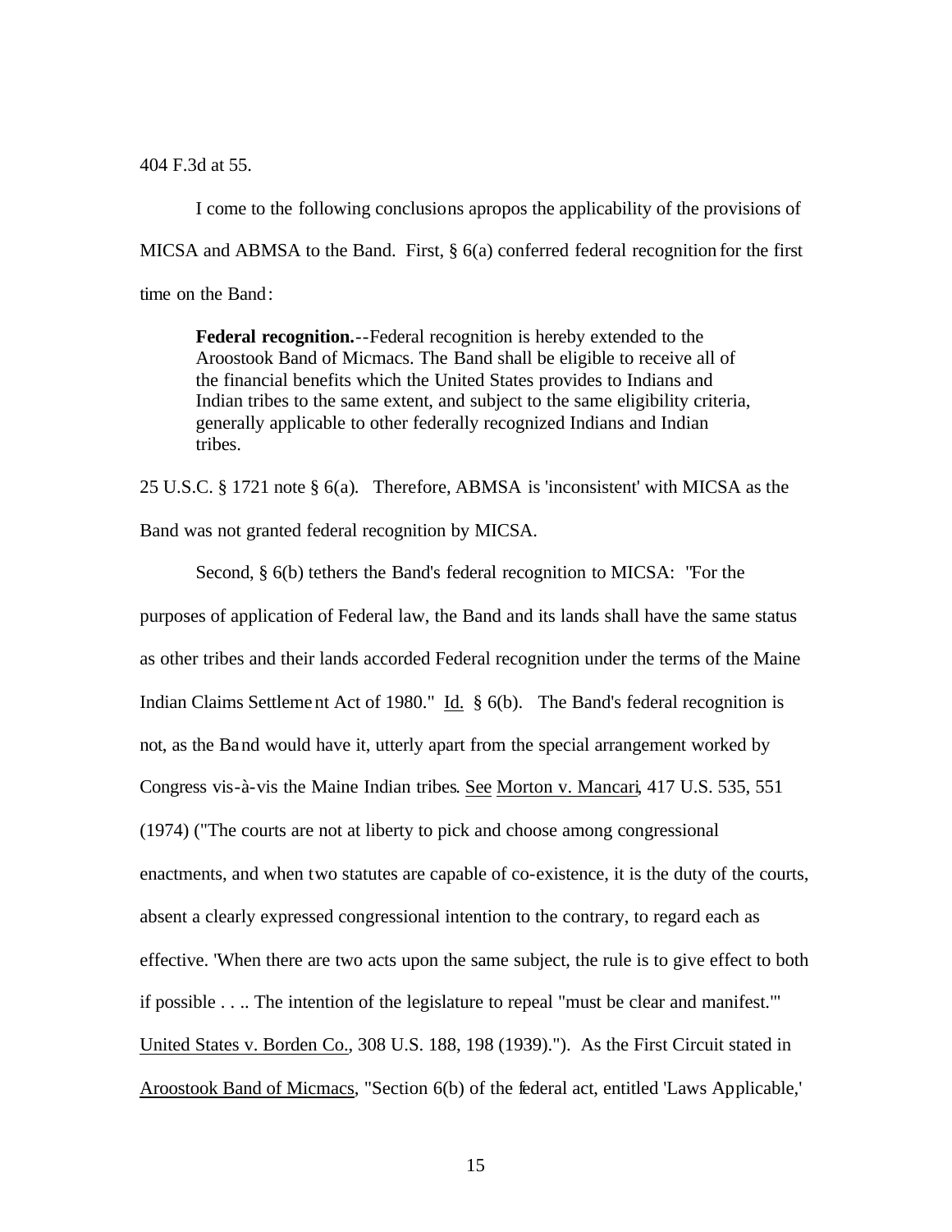404 F.3d at 55.

I come to the following conclusions apropos the applicability of the provisions of MICSA and ABMSA to the Band. First, § 6(a) conferred federal recognition for the first time on the Band:

> **Federal recognition.**--Federal recognition is hereby extended to the Aroostook Band of Micmacs. The Band shall be eligible to receive all of the financial benefits which the United States provides to Indians and Indian tribes to the same extent, and subject to the same eligibility criteria, generally applicable to other federally recognized Indians and Indian tribes.

25 U.S.C. § 1721 note § 6(a). Therefore, ABMSA is 'inconsistent' with MICSA as the Band was not granted federal recognition by MICSA.

Second, § 6(b) tethers the Band's federal recognition to MICSA: "For the purposes of application of Federal law, the Band and its lands shall have the same status as other tribes and their lands accorded Federal recognition under the terms of the Maine Indian Claims Settlement Act of 1980." Id. § 6(b). The Band's federal recognition is not, as the Band would have it, utterly apart from the special arrangement worked by Congress vis-à-vis the Maine Indian tribes. See Morton v. Mancari, 417 U.S. 535, 551 (1974) ("The courts are not at liberty to pick and choose among congressional enactments, and when two statutes are capable of co-existence, it is the duty of the courts, absent a clearly expressed congressional intention to the contrary, to regard each as effective. 'When there are two acts upon the same subject, the rule is to give effect to both if possible . . .. The intention of the legislature to repeal "must be clear and manifest."' United States v. Borden Co., 308 U.S. 188, 198 (1939)."). As the First Circuit stated in Aroostook Band of Micmacs, "Section 6(b) of the federal act, entitled 'Laws Applicable,'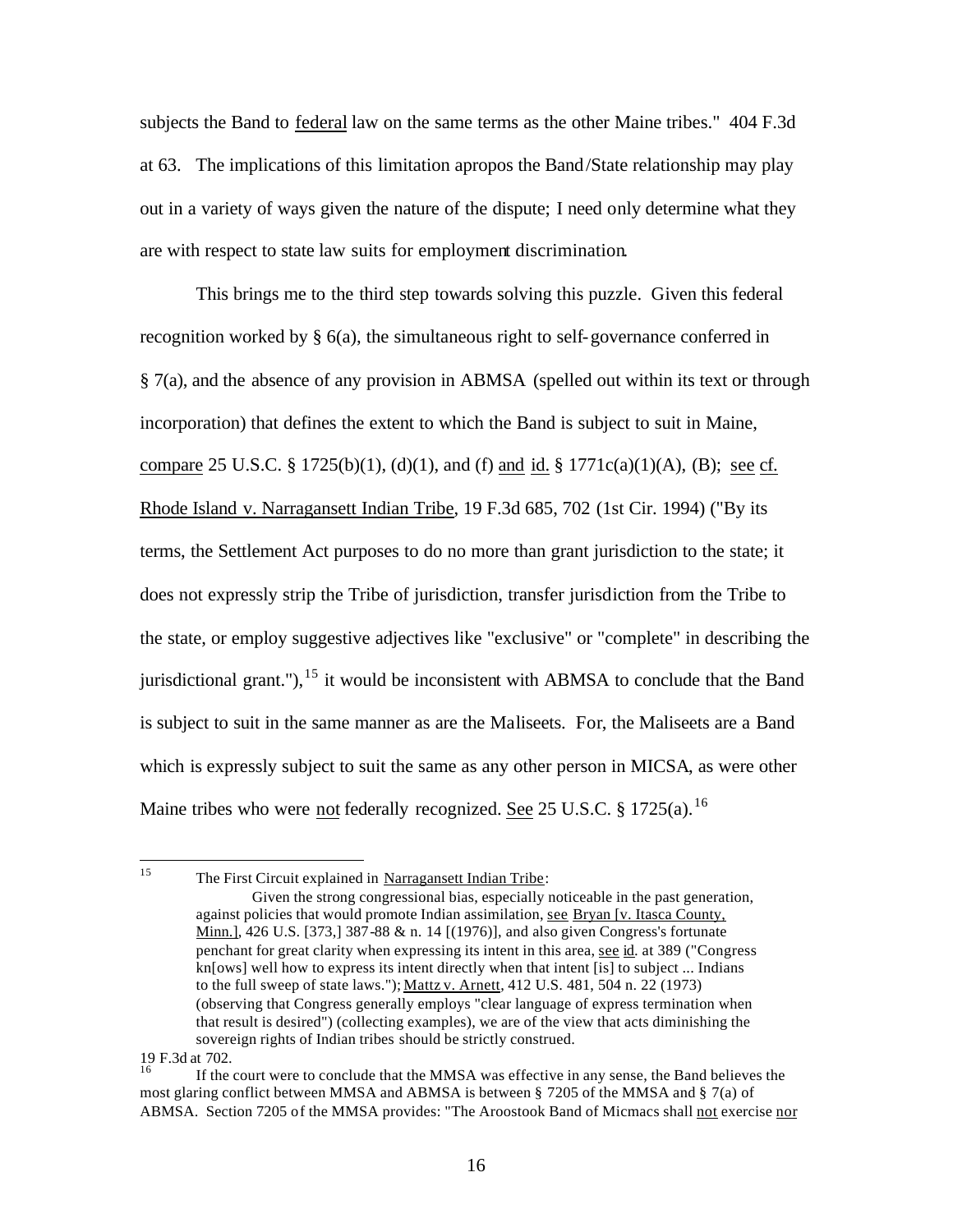subjects the Band to federal law on the same terms as the other Maine tribes." 404 F.3d at 63. The implications of this limitation apropos the Band/State relationship may play out in a variety of ways given the nature of the dispute; I need only determine what they are with respect to state law suits for employment discrimination.

This brings me to the third step towards solving this puzzle. Given this federal recognition worked by § 6(a), the simultaneous right to self-governance conferred in § 7(a), and the absence of any provision in ABMSA (spelled out within its text or through incorporation) that defines the extent to which the Band is subject to suit in Maine, compare 25 U.S.C. § 1725(b)(1), (d)(1), and (f) and id. § 1771c(a)(1)(A), (B); see cf. Rhode Island v. Narragansett Indian Tribe, 19 F.3d 685, 702 (1st Cir. 1994) ("By its terms, the Settlement Act purposes to do no more than grant jurisdiction to the state; it does not expressly strip the Tribe of jurisdiction, transfer jurisdiction from the Tribe to the state, or employ suggestive adjectives like "exclusive" or "complete" in describing the jurisdictional grant."),[15] it would be inconsistent with ABMSA to conclude that the Band is subject to suit in the same manner as are the Maliseets. For, the Maliseets are a Band which is expressly subject to suit the same as any other person in MICSA, as were other Maine tribes who were not federally recognized. See 25 U.S.C. § 1725(a).[16]

---

[15] The First Circuit explained in Narragansett Indian Tribe:

> Given the strong congressional bias, especially noticeable in the past generation, against policies that would promote Indian assimilation, see Bryan [v. Itasca County, Minn.], 426 U.S. [373,] 387-88 & n. 14 [(1976)], and also given Congress's fortunate penchant for great clarity when expressing its intent in this area, see id. at 389 ("Congress kn[ows] well how to express its intent directly when that intent [is] to subject ... Indians to the full sweep of state laws."); Mattz v. Arnett, 412 U.S. 481, 504 n. 22 (1973) (observing that Congress generally employs "clear language of express termination when that result is desired") (collecting examples), we are of the view that acts diminishing the sovereign rights of Indian tribes should be strictly construed.

19 F.3d at 702.

[16] If the court were to conclude that the MMSA was effective in any sense, the Band believes the most glaring conflict between MMSA and ABMSA is between § 7205 of the MMSA and § 7(a) of ABMSA. Section 7205 of the MMSA provides: "The Aroostook Band of Micmacs shall not exercise nor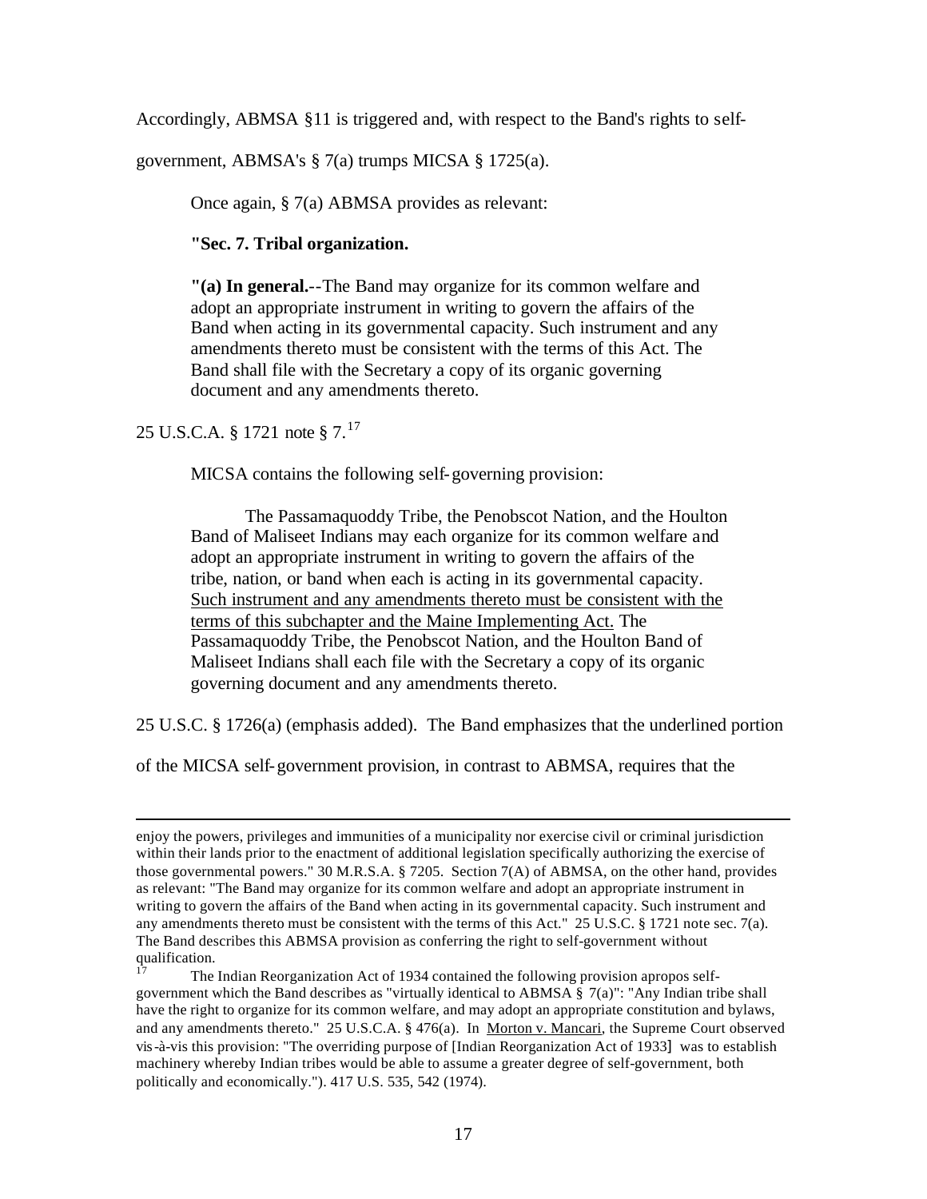Accordingly, ABMSA §11 is triggered and, with respect to the Band's rights to self-government, ABMSA's § 7(a) trumps MICSA § 1725(a).

Once again, § 7(a) ABMSA provides as relevant:

> **"Sec. 7. Tribal organization.**
>
> **"(a) In general.**--The Band may organize for its common welfare and adopt an appropriate instrument in writing to govern the affairs of the Band when acting in its governmental capacity. Such instrument and any amendments thereto must be consistent with the terms of this Act. The Band shall file with the Secretary a copy of its organic governing document and any amendments thereto.

25 U.S.C.A. § 1721 note § 7.[17]

MICSA contains the following self-governing provision:

> The Passamaquoddy Tribe, the Penobscot Nation, and the Houlton Band of Maliseet Indians may each organize for its common welfare and adopt an appropriate instrument in writing to govern the affairs of the tribe, nation, or band when each is acting in its governmental capacity. <u>Such instrument and any amendments thereto must be consistent with the terms of this subchapter and the Maine Implementing Act.</u> The Passamaquoddy Tribe, the Penobscot Nation, and the Houlton Band of Maliseet Indians shall each file with the Secretary a copy of its organic governing document and any amendments thereto.

25 U.S.C. § 1726(a) (emphasis added). The Band emphasizes that the underlined portion of the MICSA self-government provision, in contrast to ABMSA, requires that the

---

enjoy the powers, privileges and immunities of a municipality nor exercise civil or criminal jurisdiction within their lands prior to the enactment of additional legislation specifically authorizing the exercise of those governmental powers." 30 M.R.S.A. § 7205. Section 7(A) of ABMSA, on the other hand, provides as relevant: "The Band may organize for its common welfare and adopt an appropriate instrument in writing to govern the affairs of the Band when acting in its governmental capacity. Such instrument and any amendments thereto must be consistent with the terms of this Act." 25 U.S.C. § 1721 note sec. 7(a). The Band describes this ABMSA provision as conferring the right to self-government without qualification.

[17] The Indian Reorganization Act of 1934 contained the following provision apropos self-government which the Band describes as "virtually identical to ABMSA § 7(a)": "Any Indian tribe shall have the right to organize for its common welfare, and may adopt an appropriate constitution and bylaws, and any amendments thereto." 25 U.S.C.A. § 476(a). In <u>Morton v. Mancari</u>, the Supreme Court observed vis-à-vis this provision: "The overriding purpose of [Indian Reorganization Act of 1933] was to establish machinery whereby Indian tribes would be able to assume a greater degree of self-government, both politically and economically."). 417 U.S. 535, 542 (1974).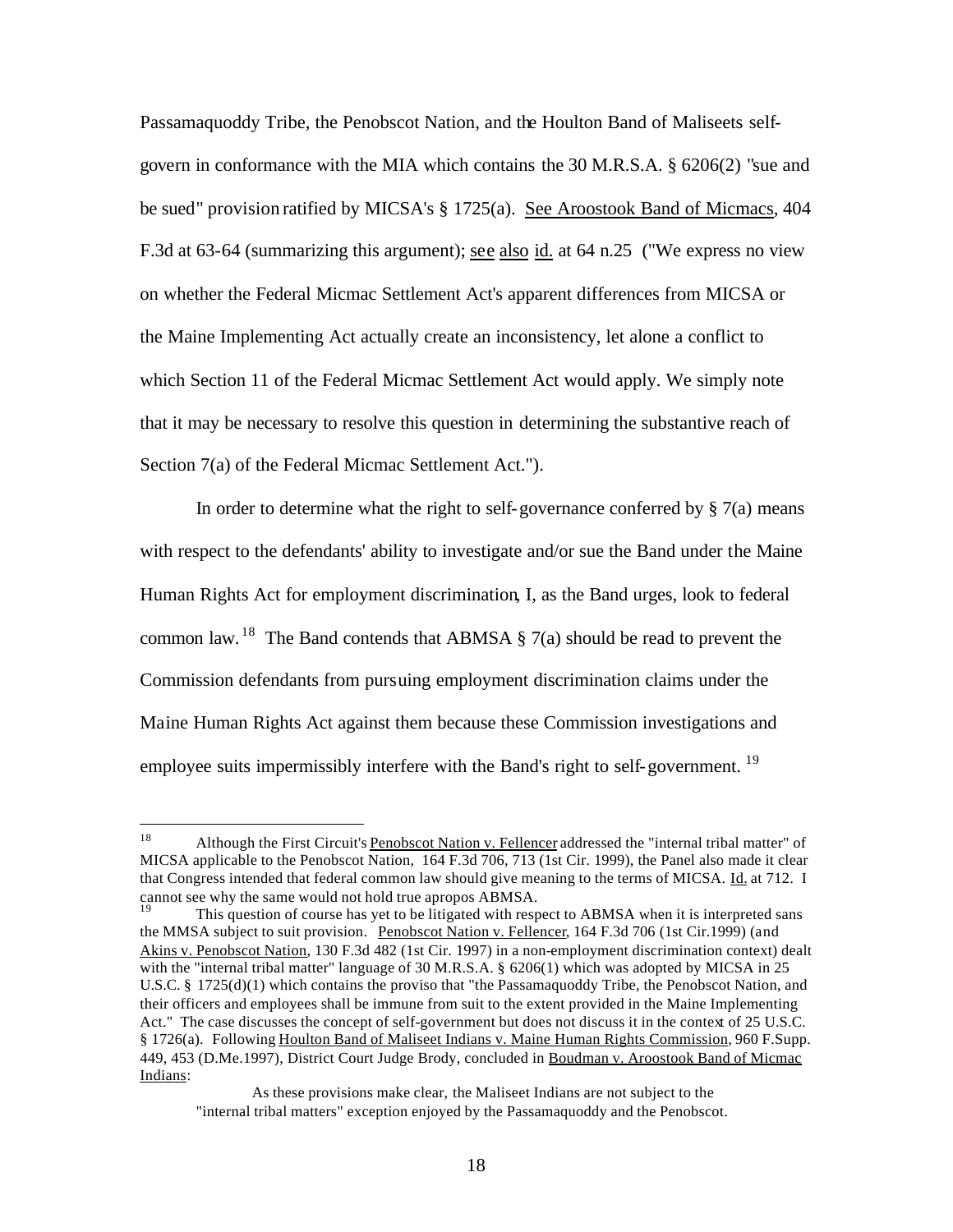Passamaquoddy Tribe, the Penobscot Nation, and the Houlton Band of Maliseets self-govern in conformance with the MIA which contains the 30 M.R.S.A. § 6206(2) "sue and be sued" provision ratified by MICSA's § 1725(a). See Aroostook Band of Micmacs, 404 F.3d at 63-64 (summarizing this argument); see also id. at 64 n.25 ("We express no view on whether the Federal Micmac Settlement Act's apparent differences from MICSA or the Maine Implementing Act actually create an inconsistency, let alone a conflict to which Section 11 of the Federal Micmac Settlement Act would apply. We simply note that it may be necessary to resolve this question in determining the substantive reach of Section 7(a) of the Federal Micmac Settlement Act.").

In order to determine what the right to self-governance conferred by § 7(a) means with respect to the defendants' ability to investigate and/or sue the Band under the Maine Human Rights Act for employment discrimination, I, as the Band urges, look to federal common law.[18] The Band contends that ABMSA § 7(a) should be read to prevent the Commission defendants from pursuing employment discrimination claims under the Maine Human Rights Act against them because these Commission investigations and employee suits impermissibly interfere with the Band's right to self-government.[19]

---

[18] Although the First Circuit's Penobscot Nation v. Fellencer addressed the "internal tribal matter" of MICSA applicable to the Penobscot Nation, 164 F.3d 706, 713 (1st Cir. 1999), the Panel also made it clear that Congress intended that federal common law should give meaning to the terms of MICSA. Id. at 712. I cannot see why the same would not hold true apropos ABMSA.

[19] This question of course has yet to be litigated with respect to ABMSA when it is interpreted sans the MMSA subject to suit provision. Penobscot Nation v. Fellencer, 164 F.3d 706 (1st Cir.1999) (and Akins v. Penobscot Nation, 130 F.3d 482 (1st Cir. 1997) in a non-employment discrimination context) dealt with the "internal tribal matter" language of 30 M.R.S.A. § 6206(1) which was adopted by MICSA in 25 U.S.C. § 1725(d)(1) which contains the proviso that "the Passamaquoddy Tribe, the Penobscot Nation, and their officers and employees shall be immune from suit to the extent provided in the Maine Implementing Act." The case discusses the concept of self-government but does not discuss it in the context of 25 U.S.C. § 1726(a). Following Houlton Band of Maliseet Indians v. Maine Human Rights Commission, 960 F.Supp. 449, 453 (D.Me.1997), District Court Judge Brody, concluded in Boudman v. Aroostook Band of Micmac Indians:

> As these provisions make clear, the Maliseet Indians are not subject to the "internal tribal matters" exception enjoyed by the Passamaquoddy and the Penobscot.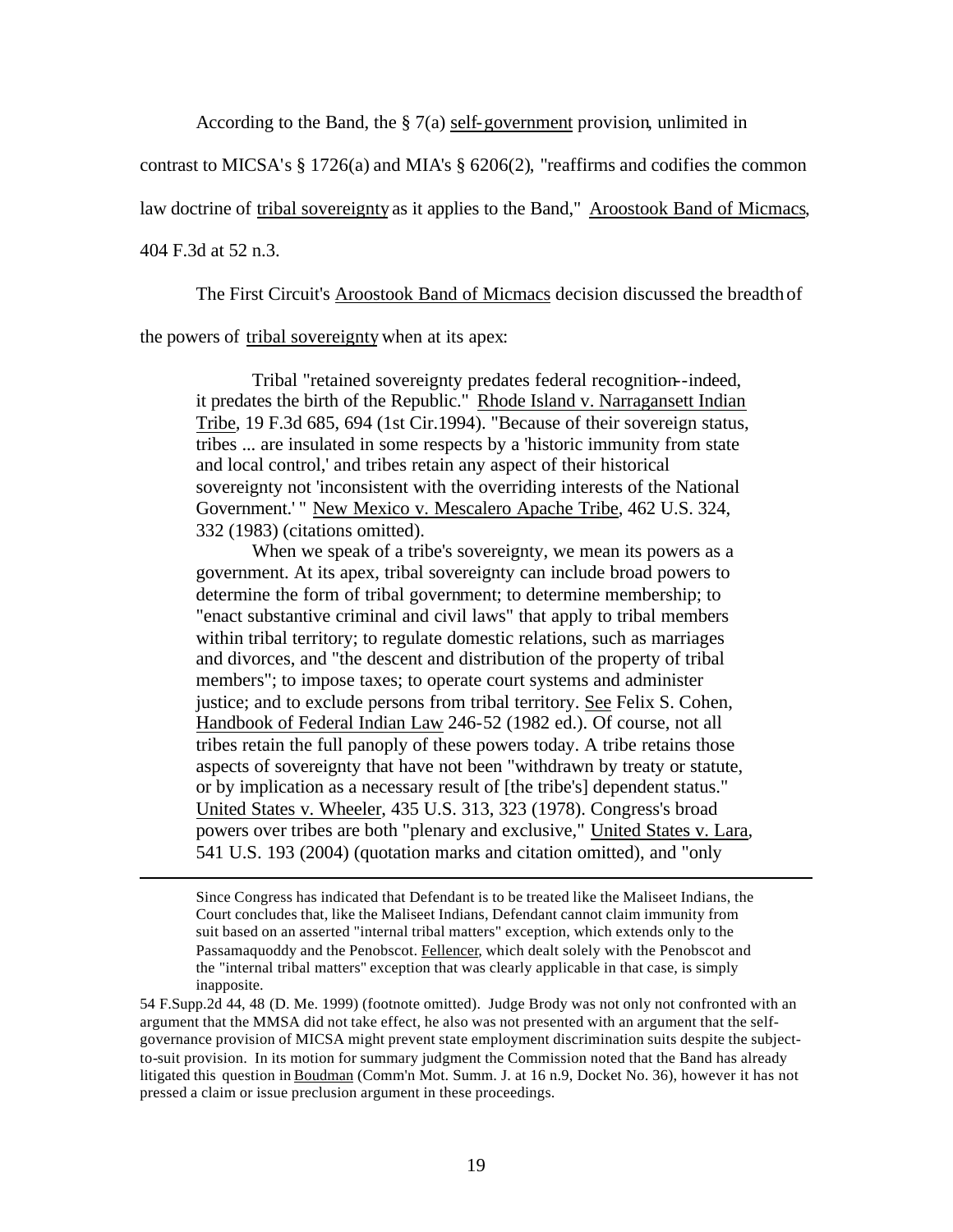According to the Band, the § 7(a) self-government provision, unlimited in contrast to MICSA's § 1726(a) and MIA's § 6206(2), "reaffirms and codifies the common law doctrine of tribal sovereignty as it applies to the Band," Aroostook Band of Micmacs, 404 F.3d at 52 n.3.

The First Circuit's Aroostook Band of Micmacs decision discussed the breadth of the powers of tribal sovereignty when at its apex:

> Tribal "retained sovereignty predates federal recognition--indeed, it predates the birth of the Republic." Rhode Island v. Narragansett Indian Tribe, 19 F.3d 685, 694 (1st Cir.1994). "Because of their sovereign status, tribes ... are insulated in some respects by a 'historic immunity from state and local control,' and tribes retain any aspect of their historical sovereignty not 'inconsistent with the overriding interests of the National Government.' " New Mexico v. Mescalero Apache Tribe, 462 U.S. 324, 332 (1983) (citations omitted).
>
> When we speak of a tribe's sovereignty, we mean its powers as a government. At its apex, tribal sovereignty can include broad powers to determine the form of tribal government; to determine membership; to "enact substantive criminal and civil laws" that apply to tribal members within tribal territory; to regulate domestic relations, such as marriages and divorces, and "the descent and distribution of the property of tribal members"; to impose taxes; to operate court systems and administer justice; and to exclude persons from tribal territory. See Felix S. Cohen, Handbook of Federal Indian Law 246-52 (1982 ed.). Of course, not all tribes retain the full panoply of these powers today. A tribe retains those aspects of sovereignty that have not been "withdrawn by treaty or statute, or by implication as a necessary result of [the tribe's] dependent status." United States v. Wheeler, 435 U.S. 313, 323 (1978). Congress's broad powers over tribes are both "plenary and exclusive," United States v. Lara, 541 U.S. 193 (2004) (quotation marks and citation omitted), and "only

---

> Since Congress has indicated that Defendant is to be treated like the Maliseet Indians, the Court concludes that, like the Maliseet Indians, Defendant cannot claim immunity from suit based on an asserted "internal tribal matters" exception, which extends only to the Passamaquoddy and the Penobscot. Fellencer, which dealt solely with the Penobscot and the "internal tribal matters" exception that was clearly applicable in that case, is simply inapposite.

54 F.Supp.2d 44, 48 (D. Me. 1999) (footnote omitted). Judge Brody was not only not confronted with an argument that the MMSA did not take effect, he also was not presented with an argument that the self-governance provision of MICSA might prevent state employment discrimination suits despite the subject-to-suit provision. In its motion for summary judgment the Commission noted that the Band has already litigated this question in Boudman (Comm'n Mot. Summ. J. at 16 n.9, Docket No. 36), however it has not pressed a claim or issue preclusion argument in these proceedings.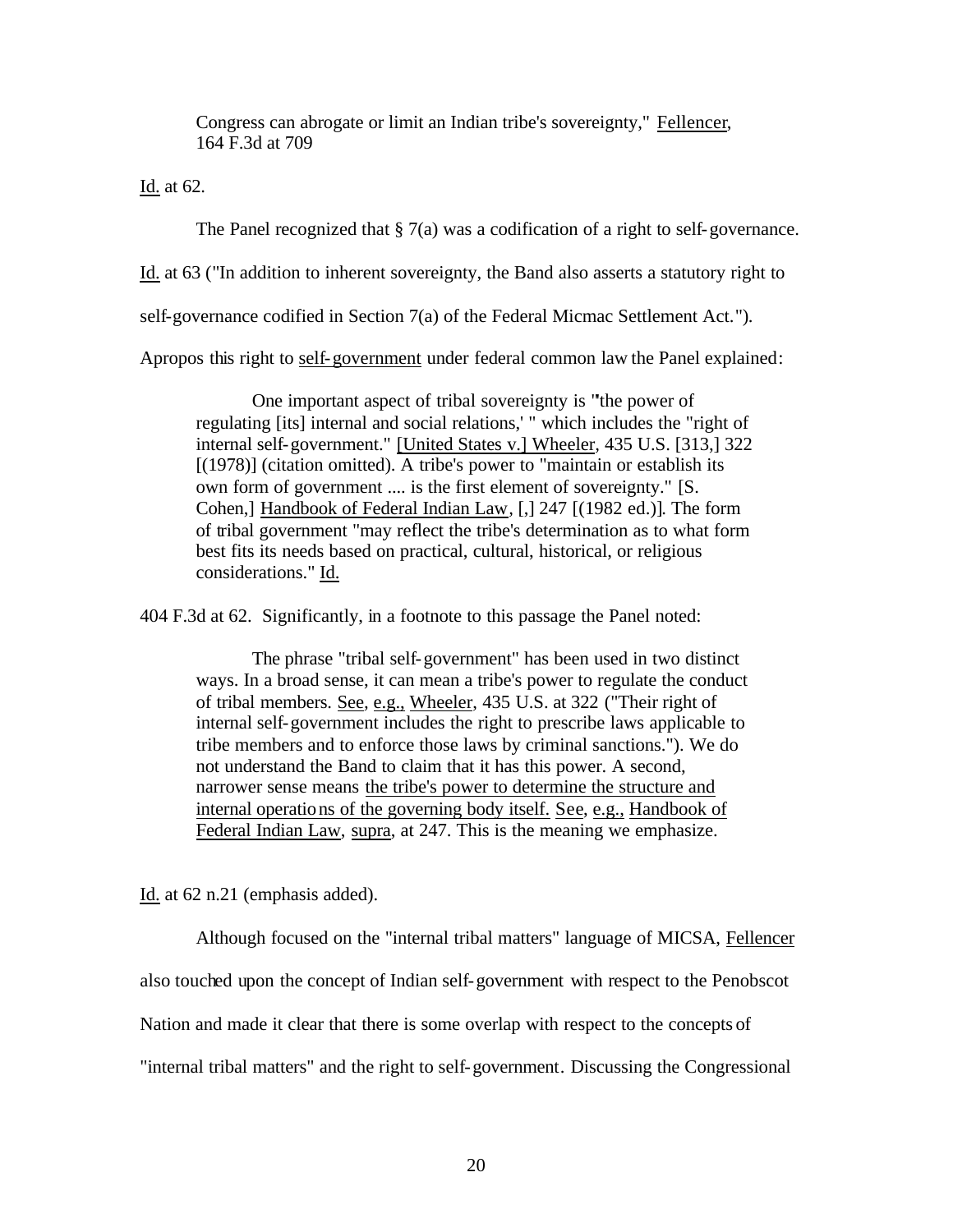> Congress can abrogate or limit an Indian tribe's sovereignty," Fellencer, 164 F.3d at 709

Id. at 62.

The Panel recognized that § 7(a) was a codification of a right to self-governance. Id. at 63 ("In addition to inherent sovereignty, the Band also asserts a statutory right to self-governance codified in Section 7(a) of the Federal Micmac Settlement Act."). Apropos this right to self-government under federal common law the Panel explained:

> One important aspect of tribal sovereignty is "the power of regulating [its] internal and social relations,' " which includes the "right of internal self-government." [United States v.] Wheeler, 435 U.S. [313,] 322 [(1978)] (citation omitted). A tribe's power to "maintain or establish its own form of government .... is the first element of sovereignty." [S. Cohen,] Handbook of Federal Indian Law, [,] 247 [(1982 ed.)]. The form of tribal government "may reflect the tribe's determination as to what form best fits its needs based on practical, cultural, historical, or religious considerations." Id.

404 F.3d at 62. Significantly, in a footnote to this passage the Panel noted:

> The phrase "tribal self-government" has been used in two distinct ways. In a broad sense, it can mean a tribe's power to regulate the conduct of tribal members. See, e.g., Wheeler, 435 U.S. at 322 ("Their right of internal self-government includes the right to prescribe laws applicable to tribe members and to enforce those laws by criminal sanctions."). We do not understand the Band to claim that it has this power. A second, narrower sense means the tribe's power to determine the structure and internal operations of the governing body itself. See, e.g., Handbook of Federal Indian Law, supra, at 247. This is the meaning we emphasize.

Id. at 62 n.21 (emphasis added).

Although focused on the "internal tribal matters" language of MICSA, Fellencer also touched upon the concept of Indian self-government with respect to the Penobscot Nation and made it clear that there is some overlap with respect to the concepts of "internal tribal matters" and the right to self-government. Discussing the Congressional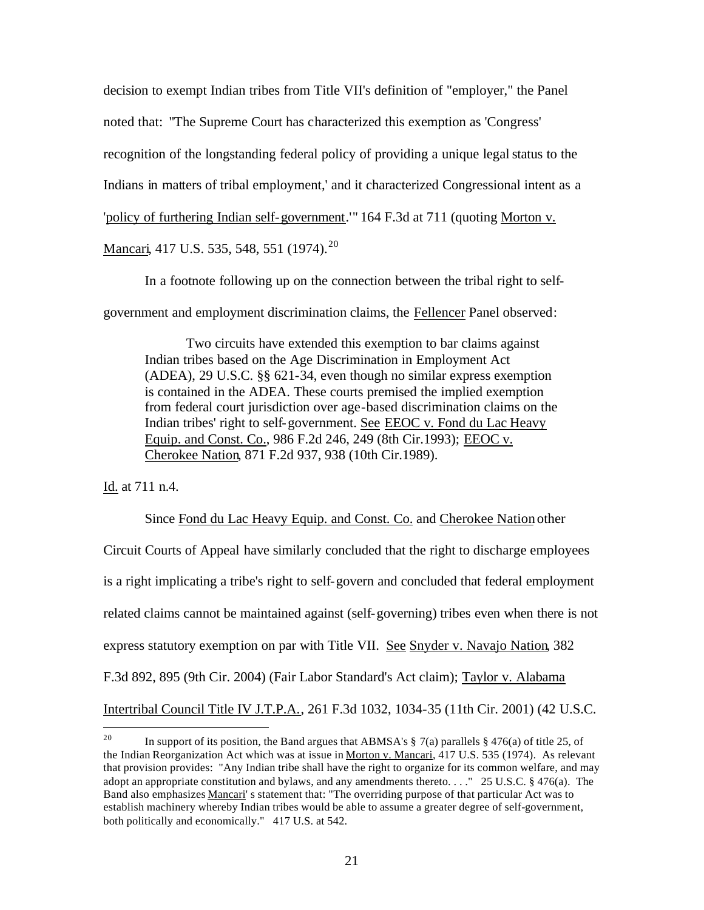decision to exempt Indian tribes from Title VII's definition of "employer," the Panel noted that: "The Supreme Court has characterized this exemption as 'Congress' recognition of the longstanding federal policy of providing a unique legal status to the Indians in matters of tribal employment,' and it characterized Congressional intent as a 'policy of furthering Indian self-government.'" 164 F.3d at 711 (quoting Morton v. Mancari, 417 U.S. 535, 548, 551 (1974).[20]

In a footnote following up on the connection between the tribal right to self-government and employment discrimination claims, the Fellencer Panel observed:

> Two circuits have extended this exemption to bar claims against Indian tribes based on the Age Discrimination in Employment Act (ADEA), 29 U.S.C. §§ 621-34, even though no similar express exemption is contained in the ADEA. These courts premised the implied exemption from federal court jurisdiction over age-based discrimination claims on the Indian tribes' right to self-government. See EEOC v. Fond du Lac Heavy Equip. and Const. Co., 986 F.2d 246, 249 (8th Cir.1993); EEOC v. Cherokee Nation, 871 F.2d 937, 938 (10th Cir.1989).

Id. at 711 n.4.

Since Fond du Lac Heavy Equip. and Const. Co. and Cherokee Nation other Circuit Courts of Appeal have similarly concluded that the right to discharge employees is a right implicating a tribe's right to self-govern and concluded that federal employment related claims cannot be maintained against (self-governing) tribes even when there is not express statutory exemption on par with Title VII. See Snyder v. Navajo Nation, 382 F.3d 892, 895 (9th Cir. 2004) (Fair Labor Standard's Act claim); Taylor v. Alabama Intertribal Council Title IV J.T.P.A., 261 F.3d 1032, 1034-35 (11th Cir. 2001) (42 U.S.C.

---

[20] In support of its position, the Band argues that ABMSA's § 7(a) parallels § 476(a) of title 25, of the Indian Reorganization Act which was at issue in Morton v. Mancari, 417 U.S. 535 (1974). As relevant that provision provides: "Any Indian tribe shall have the right to organize for its common welfare, and may adopt an appropriate constitution and bylaws, and any amendments thereto. . . ." 25 U.S.C. § 476(a). The Band also emphasizes Mancari's statement that: "The overriding purpose of that particular Act was to establish machinery whereby Indian tribes would be able to assume a greater degree of self-government, both politically and economically." 417 U.S. at 542.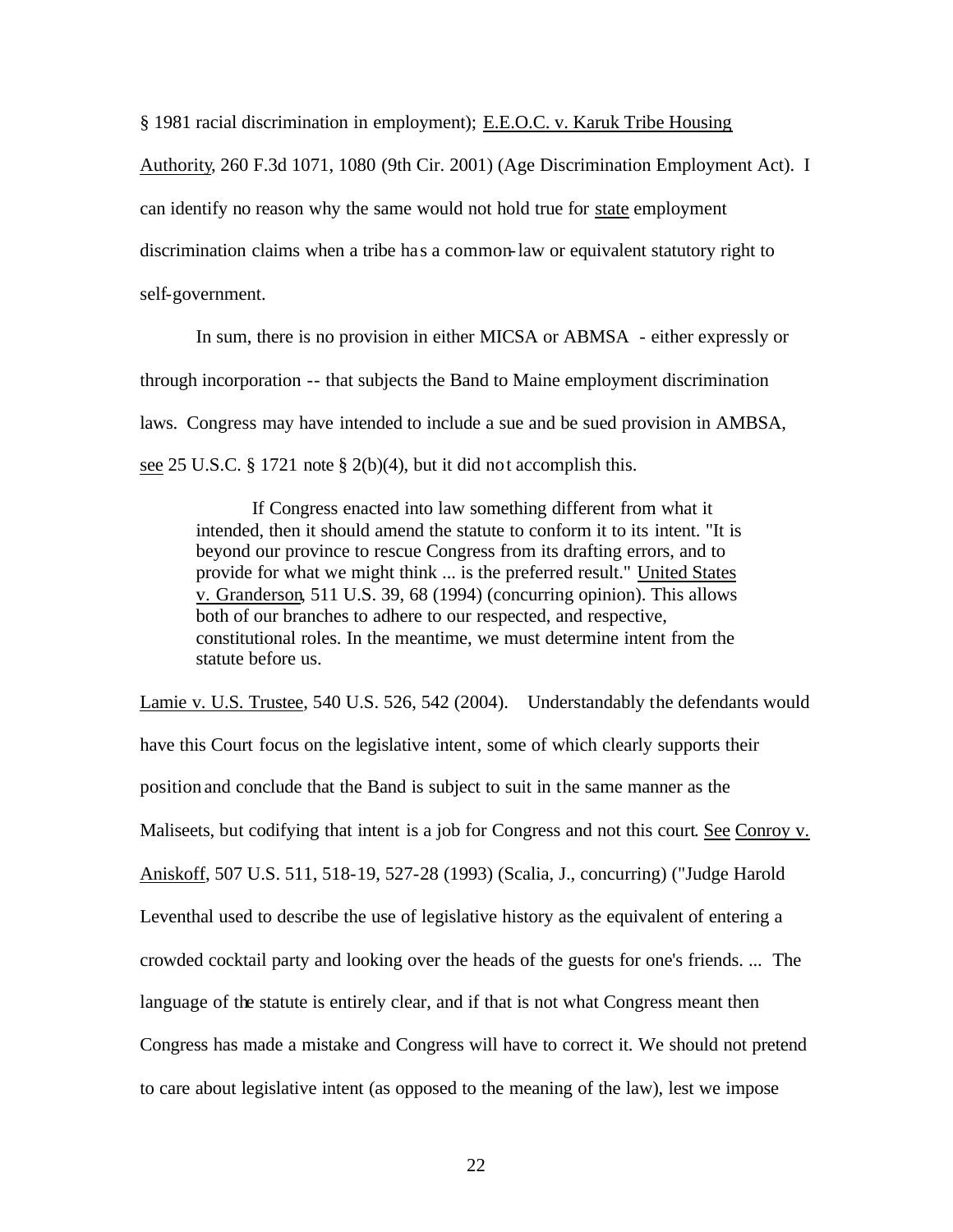§ 1981 racial discrimination in employment); E.E.O.C. v. Karuk Tribe Housing Authority, 260 F.3d 1071, 1080 (9th Cir. 2001) (Age Discrimination Employment Act). I can identify no reason why the same would not hold true for state employment discrimination claims when a tribe has a common-law or equivalent statutory right to self-government.

In sum, there is no provision in either MICSA or ABMSA - either expressly or through incorporation -- that subjects the Band to Maine employment discrimination laws. Congress may have intended to include a sue and be sued provision in AMBSA, see 25 U.S.C. § 1721 note § 2(b)(4), but it did not accomplish this.

> If Congress enacted into law something different from what it intended, then it should amend the statute to conform it to its intent. "It is beyond our province to rescue Congress from its drafting errors, and to provide for what we might think ... is the preferred result." United States v. Granderson, 511 U.S. 39, 68 (1994) (concurring opinion). This allows both of our branches to adhere to our respected, and respective, constitutional roles. In the meantime, we must determine intent from the statute before us.

Lamie v. U.S. Trustee, 540 U.S. 526, 542 (2004). Understandably the defendants would have this Court focus on the legislative intent, some of which clearly supports their position and conclude that the Band is subject to suit in the same manner as the Maliseets, but codifying that intent is a job for Congress and not this court. See Conroy v. Aniskoff, 507 U.S. 511, 518-19, 527-28 (1993) (Scalia, J., concurring) ("Judge Harold Leventhal used to describe the use of legislative history as the equivalent of entering a crowded cocktail party and looking over the heads of the guests for one's friends. ... The language of the statute is entirely clear, and if that is not what Congress meant then Congress has made a mistake and Congress will have to correct it. We should not pretend to care about legislative intent (as opposed to the meaning of the law), lest we impose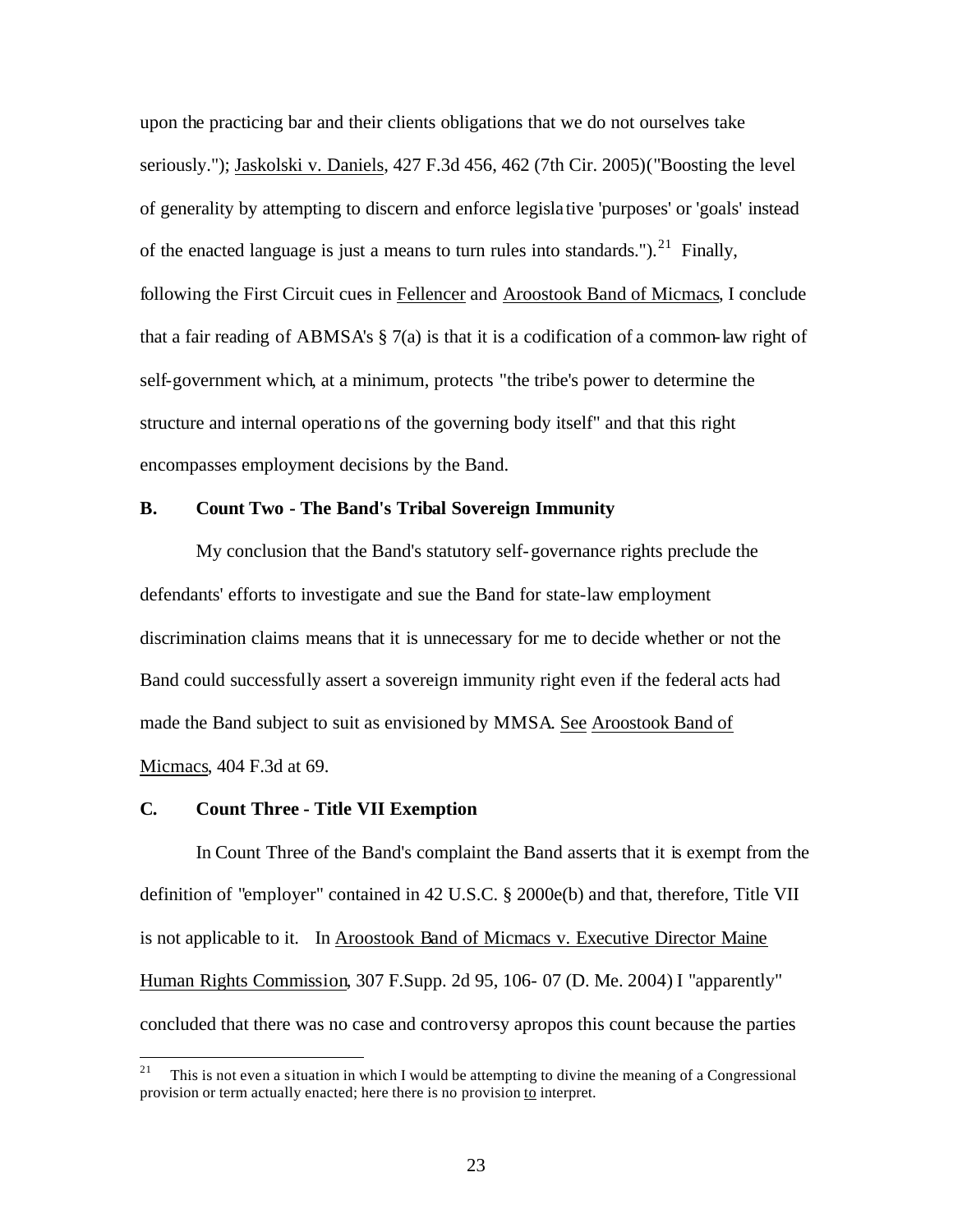upon the practicing bar and their clients obligations that we do not ourselves take seriously."); Jaskolski v. Daniels, 427 F.3d 456, 462 (7th Cir. 2005)("Boosting the level of generality by attempting to discern and enforce legislative 'purposes' or 'goals' instead of the enacted language is just a means to turn rules into standards.").[21] Finally, following the First Circuit cues in Fellencer and Aroostook Band of Micmacs, I conclude that a fair reading of ABMSA's § 7(a) is that it is a codification of a common-law right of self-government which, at a minimum, protects "the tribe's power to determine the structure and internal operations of the governing body itself" and that this right encompasses employment decisions by the Band.

### B. Count Two - The Band's Tribal Sovereign Immunity

My conclusion that the Band's statutory self-governance rights preclude the defendants' efforts to investigate and sue the Band for state-law employment discrimination claims means that it is unnecessary for me to decide whether or not the Band could successfully assert a sovereign immunity right even if the federal acts had made the Band subject to suit as envisioned by MMSA. See Aroostook Band of Micmacs, 404 F.3d at 69.

### C. Count Three - Title VII Exemption

In Count Three of the Band's complaint the Band asserts that it is exempt from the definition of "employer" contained in 42 U.S.C. § 2000e(b) and that, therefore, Title VII is not applicable to it. In Aroostook Band of Micmacs v. Executive Director Maine Human Rights Commission, 307 F.Supp. 2d 95, 106- 07 (D. Me. 2004) I "apparently" concluded that there was no case and controversy apropos this count because the parties

---

[21] This is not even a situation in which I would be attempting to divine the meaning of a Congressional provision or term actually enacted; here there is no provision to interpret.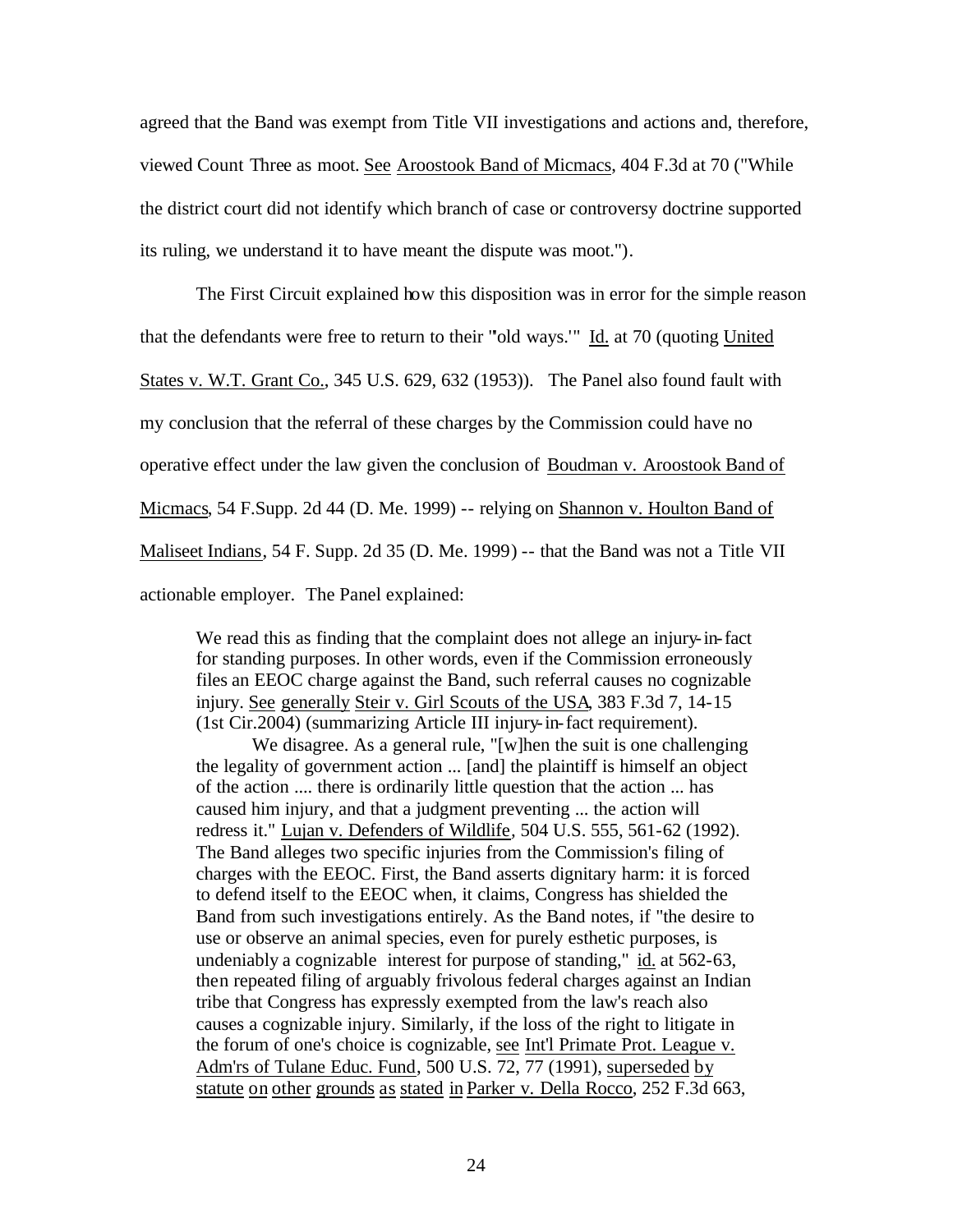agreed that the Band was exempt from Title VII investigations and actions and, therefore, viewed Count Three as moot. See Aroostook Band of Micmacs, 404 F.3d at 70 ("While the district court did not identify which branch of case or controversy doctrine supported its ruling, we understand it to have meant the dispute was moot.").

The First Circuit explained how this disposition was in error for the simple reason that the defendants were free to return to their "'old ways.'" Id. at 70 (quoting United States v. W.T. Grant Co., 345 U.S. 629, 632 (1953)). The Panel also found fault with my conclusion that the referral of these charges by the Commission could have no operative effect under the law given the conclusion of Boudman v. Aroostook Band of Micmacs, 54 F.Supp. 2d 44 (D. Me. 1999) -- relying on Shannon v. Houlton Band of Maliseet Indians, 54 F. Supp. 2d 35 (D. Me. 1999) -- that the Band was not a Title VII actionable employer. The Panel explained:

> We read this as finding that the complaint does not allege an injury-in-fact for standing purposes. In other words, even if the Commission erroneously files an EEOC charge against the Band, such referral causes no cognizable injury. See generally Steir v. Girl Scouts of the USA, 383 F.3d 7, 14-15 (1st Cir.2004) (summarizing Article III injury-in-fact requirement).
>
> We disagree. As a general rule, "[w]hen the suit is one challenging the legality of government action ... [and] the plaintiff is himself an object of the action .... there is ordinarily little question that the action ... has caused him injury, and that a judgment preventing ... the action will redress it." Lujan v. Defenders of Wildlife, 504 U.S. 555, 561-62 (1992). The Band alleges two specific injuries from the Commission's filing of charges with the EEOC. First, the Band asserts dignitary harm: it is forced to defend itself to the EEOC when, it claims, Congress has shielded the Band from such investigations entirely. As the Band notes, if "the desire to use or observe an animal species, even for purely esthetic purposes, is undeniably a cognizable interest for purpose of standing," id. at 562-63, then repeated filing of arguably frivolous federal charges against an Indian tribe that Congress has expressly exempted from the law's reach also causes a cognizable injury. Similarly, if the loss of the right to litigate in the forum of one's choice is cognizable, see Int'l Primate Prot. League v. Adm'rs of Tulane Educ. Fund, 500 U.S. 72, 77 (1991), superseded by statute on other grounds as stated in Parker v. Della Rocco, 252 F.3d 663,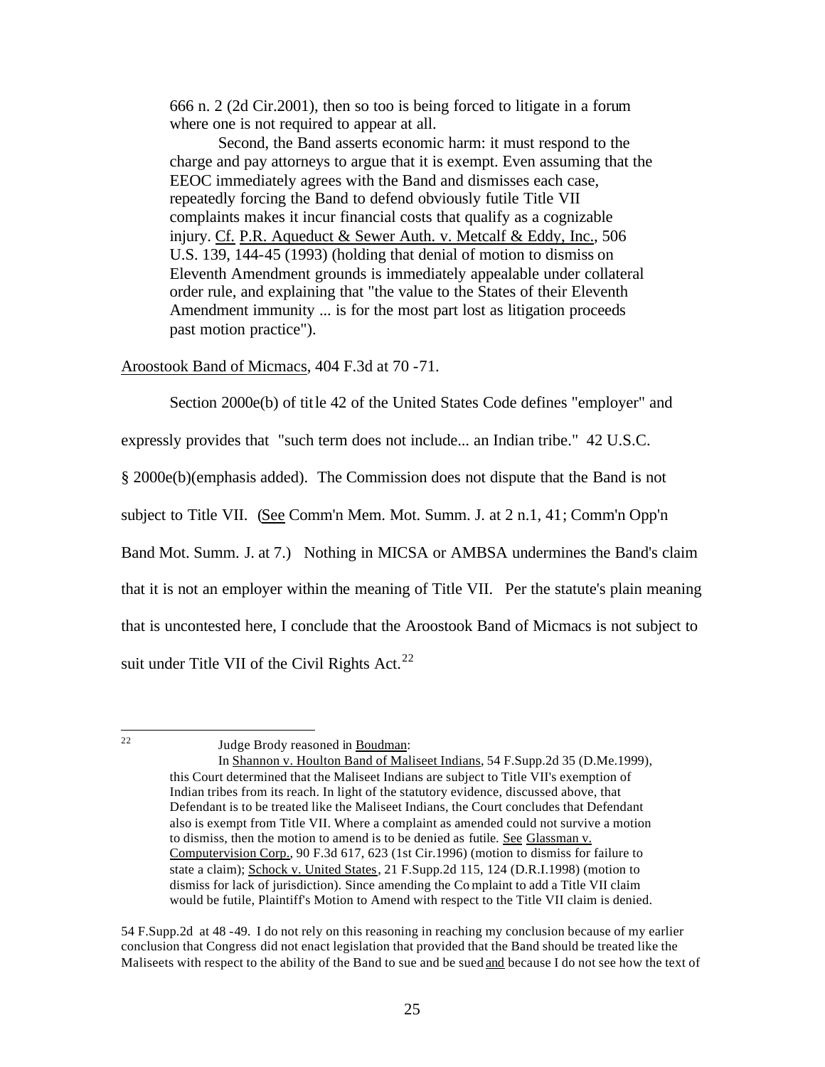> 666 n. 2 (2d Cir.2001), then so too is being forced to litigate in a forum where one is not required to appear at all.
>
> Second, the Band asserts economic harm: it must respond to the charge and pay attorneys to argue that it is exempt. Even assuming that the EEOC immediately agrees with the Band and dismisses each case, repeatedly forcing the Band to defend obviously futile Title VII complaints makes it incur financial costs that qualify as a cognizable injury. Cf. P.R. Aqueduct & Sewer Auth. v. Metcalf & Eddy, Inc., 506 U.S. 139, 144-45 (1993) (holding that denial of motion to dismiss on Eleventh Amendment grounds is immediately appealable under collateral order rule, and explaining that "the value to the States of their Eleventh Amendment immunity ... is for the most part lost as litigation proceeds past motion practice").

Aroostook Band of Micmacs, 404 F.3d at 70 -71.

Section 2000e(b) of title 42 of the United States Code defines "employer" and expressly provides that "such term does not include... an Indian tribe." 42 U.S.C. § 2000e(b)(emphasis added). The Commission does not dispute that the Band is not subject to Title VII. (See Comm'n Mem. Mot. Summ. J. at 2 n.1, 41; Comm'n Opp'n Band Mot. Summ. J. at 7.) Nothing in MICSA or AMBSA undermines the Band's claim that it is not an employer within the meaning of Title VII. Per the statute's plain meaning that is uncontested here, I conclude that the Aroostook Band of Micmacs is not subject to suit under Title VII of the Civil Rights Act.[22]

---

[22] Judge Brody reasoned in Boudman:

> In Shannon v. Houlton Band of Maliseet Indians, 54 F.Supp.2d 35 (D.Me.1999), this Court determined that the Maliseet Indians are subject to Title VII's exemption of Indian tribes from its reach. In light of the statutory evidence, discussed above, that Defendant is to be treated like the Maliseet Indians, the Court concludes that Defendant also is exempt from Title VII. Where a complaint as amended could not survive a motion to dismiss, then the motion to amend is to be denied as futile. See Glassman v. Computervision Corp., 90 F.3d 617, 623 (1st Cir.1996) (motion to dismiss for failure to state a claim); Schock v. United States, 21 F.Supp.2d 115, 124 (D.R.I.1998) (motion to dismiss for lack of jurisdiction). Since amending the Complaint to add a Title VII claim would be futile, Plaintiff's Motion to Amend with respect to the Title VII claim is denied.

54 F.Supp.2d at 48 -49. I do not rely on this reasoning in reaching my conclusion because of my earlier conclusion that Congress did not enact legislation that provided that the Band should be treated like the Maliseets with respect to the ability of the Band to sue and be sued and because I do not see how the text of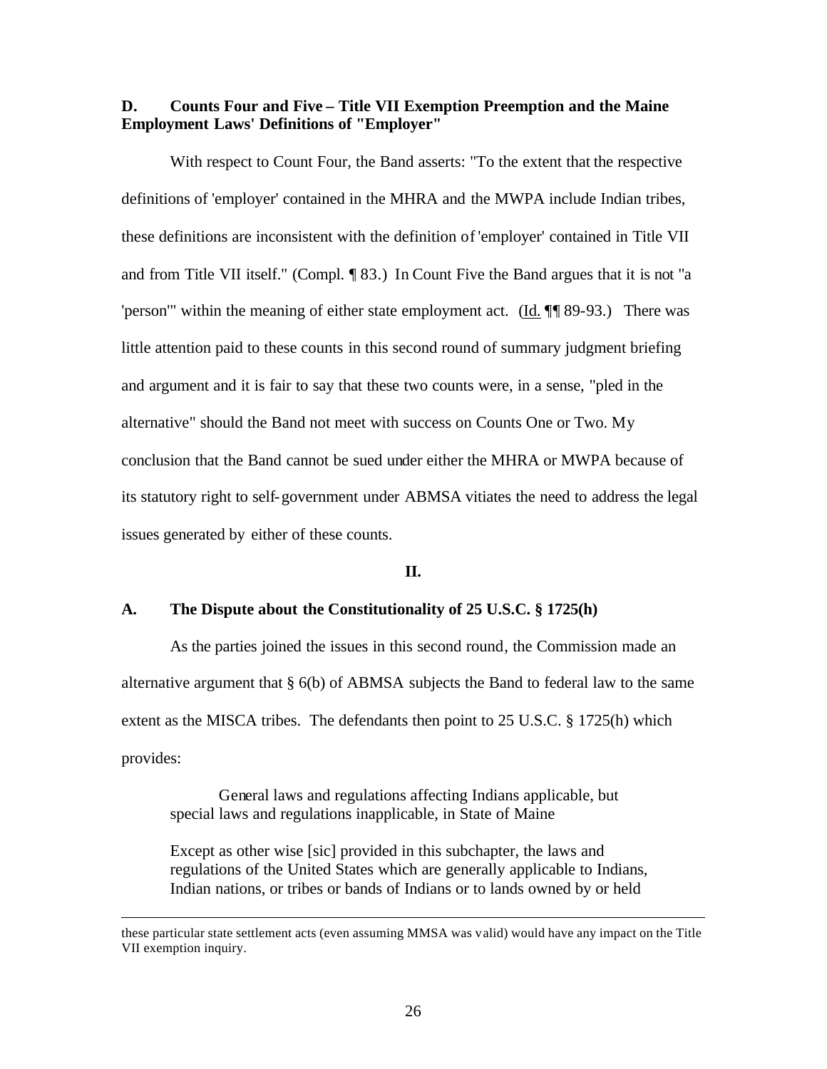### D. Counts Four and Five – Title VII Exemption Preemption and the Maine Employment Laws' Definitions of "Employer"

With respect to Count Four, the Band asserts: "To the extent that the respective definitions of 'employer' contained in the MHRA and the MWPA include Indian tribes, these definitions are inconsistent with the definition of 'employer' contained in Title VII and from Title VII itself." (Compl. ¶ 83.) In Count Five the Band argues that it is not "a 'person'" within the meaning of either state employment act. (Id. ¶¶ 89-93.) There was little attention paid to these counts in this second round of summary judgment briefing and argument and it is fair to say that these two counts were, in a sense, "pled in the alternative" should the Band not meet with success on Counts One or Two. My conclusion that the Band cannot be sued under either the MHRA or MWPA because of its statutory right to self-government under ABMSA vitiates the need to address the legal issues generated by either of these counts.

## II.

### A. The Dispute about the Constitutionality of 25 U.S.C. § 1725(h)

As the parties joined the issues in this second round, the Commission made an alternative argument that § 6(b) of ABMSA subjects the Band to federal law to the same extent as the MISCA tribes. The defendants then point to 25 U.S.C. § 1725(h) which provides:

> General laws and regulations affecting Indians applicable, but special laws and regulations inapplicable, in State of Maine
>
> Except as other wise [sic] provided in this subchapter, the laws and regulations of the United States which are generally applicable to Indians, Indian nations, or tribes or bands of Indians or to lands owned by or held

---

these particular state settlement acts (even assuming MMSA was valid) would have any impact on the Title VII exemption inquiry.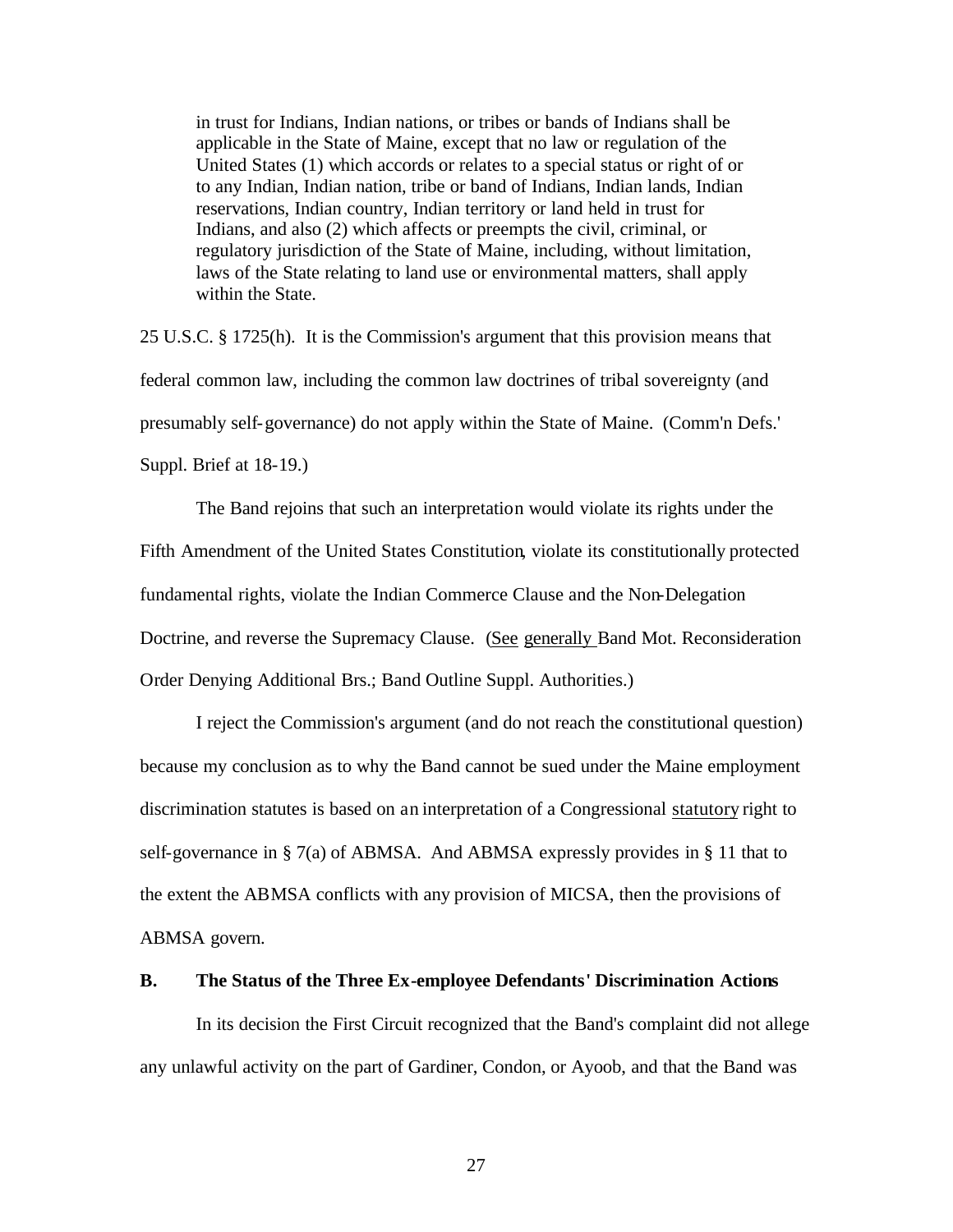> in trust for Indians, Indian nations, or tribes or bands of Indians shall be applicable in the State of Maine, except that no law or regulation of the United States (1) which accords or relates to a special status or right of or to any Indian, Indian nation, tribe or band of Indians, Indian lands, Indian reservations, Indian country, Indian territory or land held in trust for Indians, and also (2) which affects or preempts the civil, criminal, or regulatory jurisdiction of the State of Maine, including, without limitation, laws of the State relating to land use or environmental matters, shall apply within the State.

25 U.S.C. § 1725(h). It is the Commission's argument that this provision means that federal common law, including the common law doctrines of tribal sovereignty (and presumably self-governance) do not apply within the State of Maine. (Comm'n Defs.' Suppl. Brief at 18-19.)

The Band rejoins that such an interpretation would violate its rights under the Fifth Amendment of the United States Constitution, violate its constitutionally protected fundamental rights, violate the Indian Commerce Clause and the Non-Delegation Doctrine, and reverse the Supremacy Clause. (See generally Band Mot. Reconsideration Order Denying Additional Brs.; Band Outline Suppl. Authorities.)

I reject the Commission's argument (and do not reach the constitutional question) because my conclusion as to why the Band cannot be sued under the Maine employment discrimination statutes is based on an interpretation of a Congressional statutory right to self-governance in § 7(a) of ABMSA. And ABMSA expressly provides in § 11 that to the extent the ABMSA conflicts with any provision of MICSA, then the provisions of ABMSA govern.

**B. The Status of the Three Ex-employee Defendants' Discrimination Actions**

In its decision the First Circuit recognized that the Band's complaint did not allege any unlawful activity on the part of Gardiner, Condon, or Ayoob, and that the Band was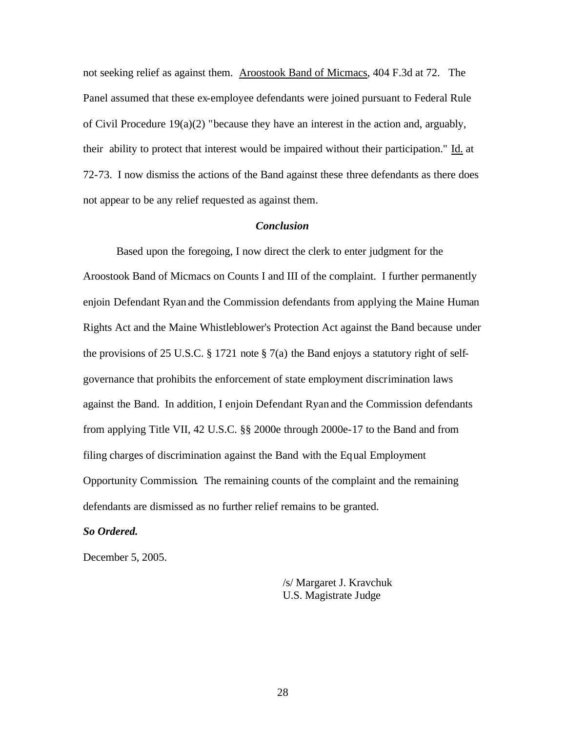not seeking relief as against them. Aroostook Band of Micmacs, 404 F.3d at 72. The Panel assumed that these ex-employee defendants were joined pursuant to Federal Rule of Civil Procedure 19(a)(2) "because they have an interest in the action and, arguably, their ability to protect that interest would be impaired without their participation." Id. at 72-73. I now dismiss the actions of the Band against these three defendants as there does not appear to be any relief requested as against them.

### *Conclusion*

Based upon the foregoing, I now direct the clerk to enter judgment for the Aroostook Band of Micmacs on Counts I and III of the complaint. I further permanently enjoin Defendant Ryan and the Commission defendants from applying the Maine Human Rights Act and the Maine Whistleblower's Protection Act against the Band because under the provisions of 25 U.S.C. § 1721 note § 7(a) the Band enjoys a statutory right of self-governance that prohibits the enforcement of state employment discrimination laws against the Band. In addition, I enjoin Defendant Ryan and the Commission defendants from applying Title VII, 42 U.S.C. §§ 2000e through 2000e-17 to the Band and from filing charges of discrimination against the Band with the Equal Employment Opportunity Commission. The remaining counts of the complaint and the remaining defendants are dismissed as no further relief remains to be granted.

***So Ordered.***

December 5, 2005.

/s/ Margaret J. Kravchuk
U.S. Magistrate Judge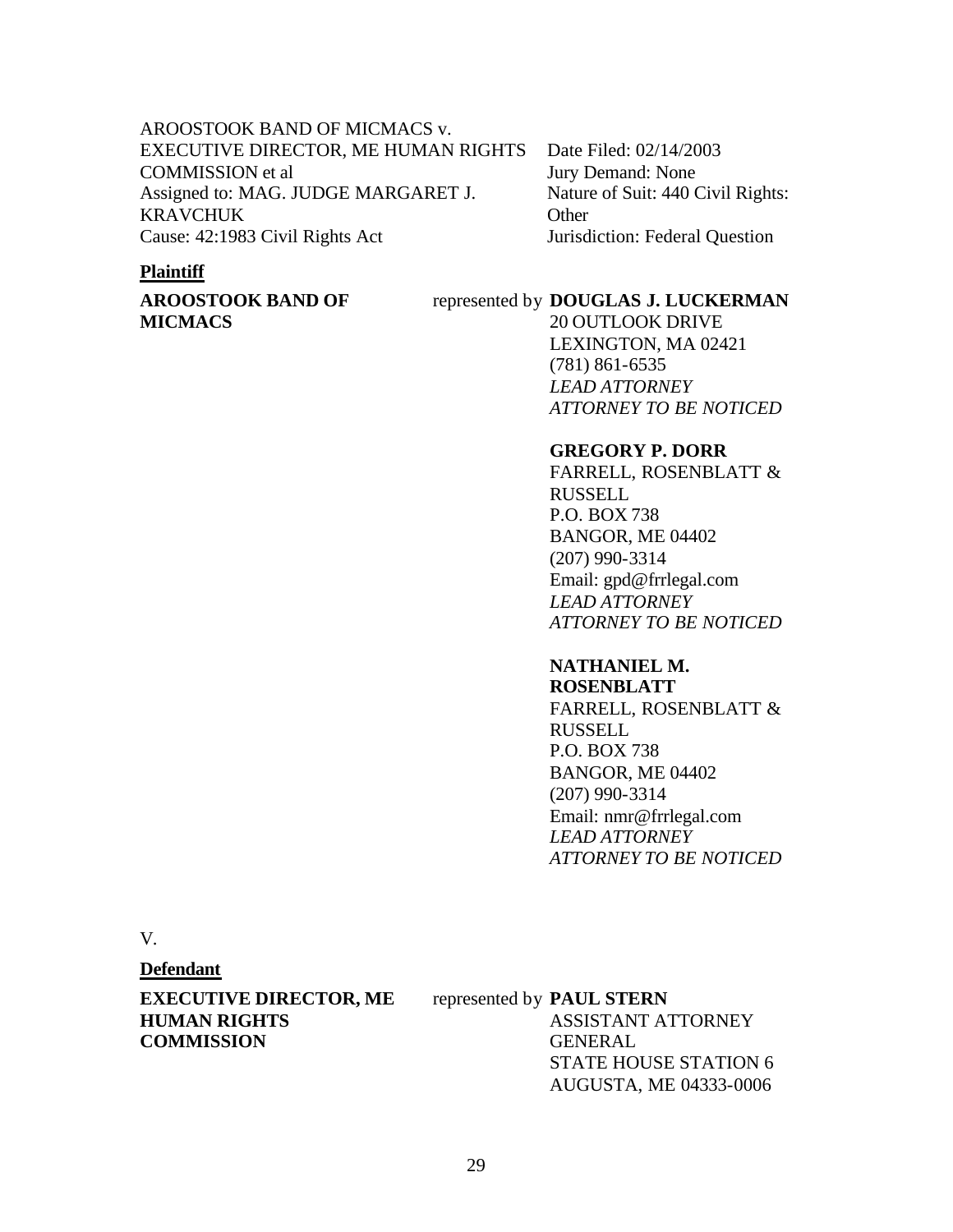AROOSTOOK BAND OF MICMACS v. EXECUTIVE DIRECTOR, ME HUMAN RIGHTS COMMISSION et al
Assigned to: MAG. JUDGE MARGARET J. KRAVCHUK
Cause: 42:1983 Civil Rights Act

Date Filed: 02/14/2003
Jury Demand: None
Nature of Suit: 440 Civil Rights: Other
Jurisdiction: Federal Question

**Plaintiff**

**AROOSTOOK BAND OF MICMACS**

represented by **DOUGLAS J. LUCKERMAN**
20 OUTLOOK DRIVE
LEXINGTON, MA 02421
(781) 861-6535
*LEAD ATTORNEY*
*ATTORNEY TO BE NOTICED*

**GREGORY P. DORR**
FARRELL, ROSENBLATT & RUSSELL
P.O. BOX 738
BANGOR, ME 04402
(207) 990-3314
Email: gpd@frrlegal.com
*LEAD ATTORNEY*
*ATTORNEY TO BE NOTICED*

**NATHANIEL M. ROSENBLATT**
FARRELL, ROSENBLATT & RUSSELL
P.O. BOX 738
BANGOR, ME 04402
(207) 990-3314
Email: nmr@frrlegal.com
*LEAD ATTORNEY*
*ATTORNEY TO BE NOTICED*

V.

**Defendant**

**EXECUTIVE DIRECTOR, ME HUMAN RIGHTS COMMISSION**

represented by **PAUL STERN**
ASSISTANT ATTORNEY GENERAL
STATE HOUSE STATION 6
AUGUSTA, ME 04333-0006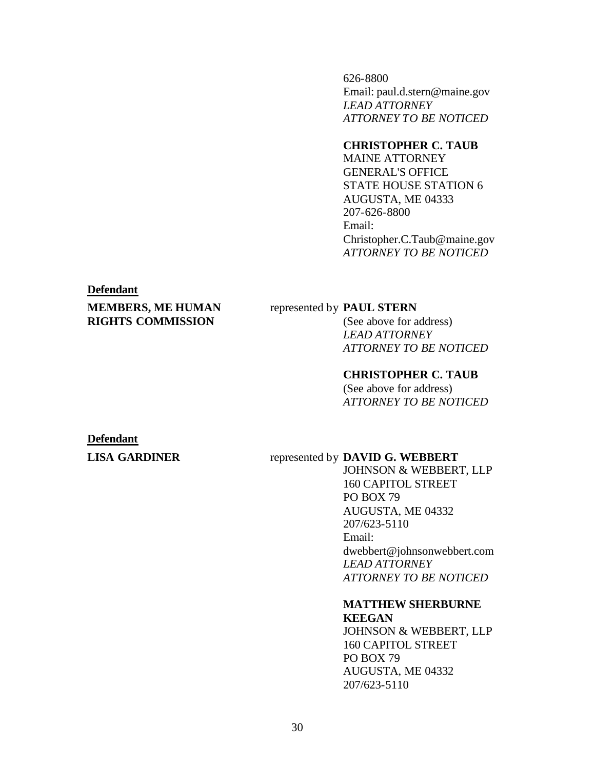626-8800
Email: paul.d.stern@maine.gov
*LEAD ATTORNEY*
*ATTORNEY TO BE NOTICED*

**CHRISTOPHER C. TAUB**
MAINE ATTORNEY
GENERAL'S OFFICE
STATE HOUSE STATION 6
AUGUSTA, ME 04333
207-626-8800
Email:
Christopher.C.Taub@maine.gov
*ATTORNEY TO BE NOTICED*

**Defendant**

**MEMBERS, ME HUMAN RIGHTS COMMISSION** represented by **PAUL STERN**
(See above for address)
*LEAD ATTORNEY*
*ATTORNEY TO BE NOTICED*

**CHRISTOPHER C. TAUB**
(See above for address)
*ATTORNEY TO BE NOTICED*

**Defendant**

**LISA GARDINER** represented by **DAVID G. WEBBERT**
JOHNSON & WEBBERT, LLP
160 CAPITOL STREET
PO BOX 79
AUGUSTA, ME 04332
207/623-5110
Email:
dwebbert@johnsonwebbert.com
*LEAD ATTORNEY*
*ATTORNEY TO BE NOTICED*

**MATTHEW SHERBURNE KEEGAN**
JOHNSON & WEBBERT, LLP
160 CAPITOL STREET
PO BOX 79
AUGUSTA, ME 04332
207/623-5110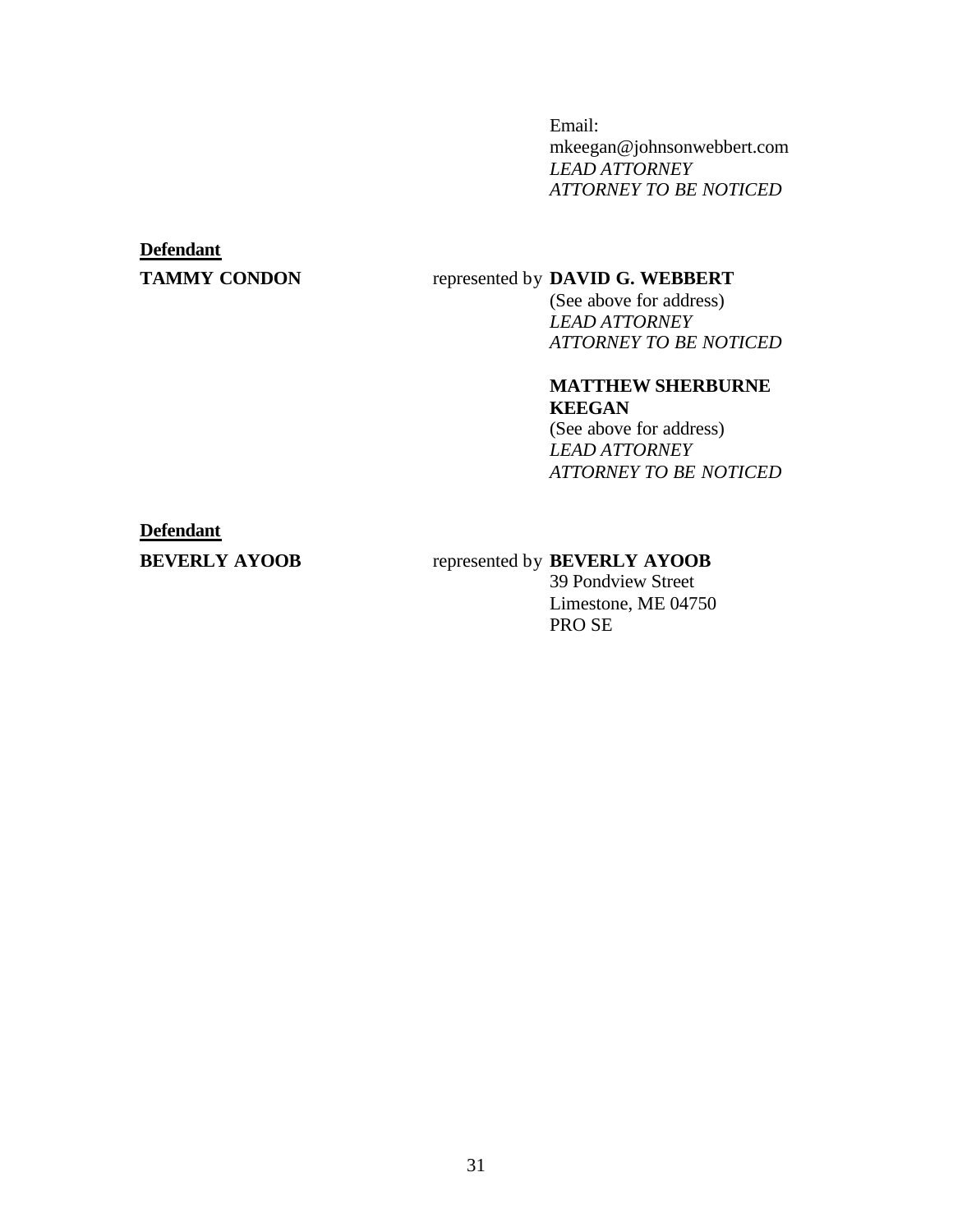Email:
mkeegan@johnsonwebbert.com
*LEAD ATTORNEY*
*ATTORNEY TO BE NOTICED*

**Defendant**

**TAMMY CONDON** represented by **DAVID G. WEBBERT**
(See above for address)
*LEAD ATTORNEY*
*ATTORNEY TO BE NOTICED*

**MATTHEW SHERBURNE KEEGAN**
(See above for address)
*LEAD ATTORNEY*
*ATTORNEY TO BE NOTICED*

**Defendant**

**BEVERLY AYOOB** represented by **BEVERLY AYOOB**
39 Pondview Street
Limestone, ME 04750
PRO SE